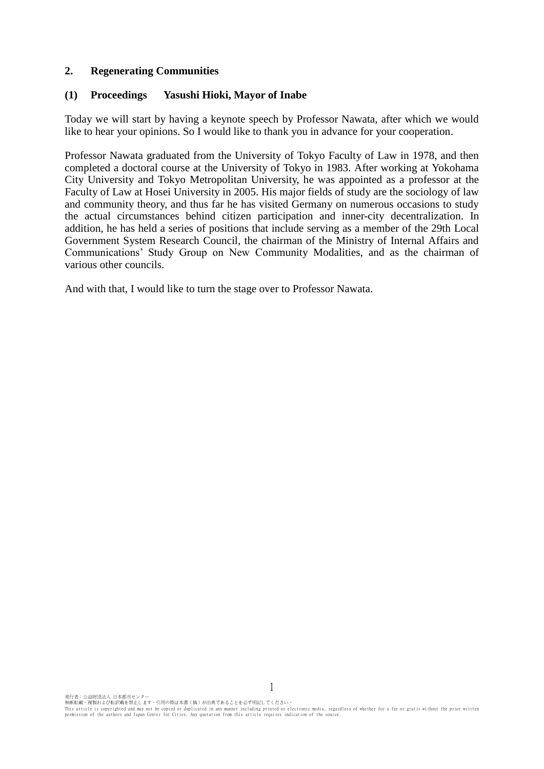## 2. Regenerating Communities

### (1) Proceedings    Yasushi Hioki, Mayor of Inabe

Today we will start by having a keynote speech by Professor Nawata, after which we would like to hear your opinions. So I would like to thank you in advance for your cooperation.

Professor Nawata graduated from the University of Tokyo Faculty of Law in 1978, and then completed a doctoral course at the University of Tokyo in 1983. After working at Yokohama City University and Tokyo Metropolitan University, he was appointed as a professor at the Faculty of Law at Hosei University in 2005. His major fields of study are the sociology of law and community theory, and thus far he has visited Germany on numerous occasions to study the actual circumstances behind citizen participation and inner-city decentralization. In addition, he has held a series of positions that include serving as a member of the 29th Local Government System Research Council, the chairman of the Ministry of Internal Affairs and Communications' Study Group on New Community Modalities, and as the chairman of various other councils.

And with that, I would like to turn the stage over to Professor Nawata.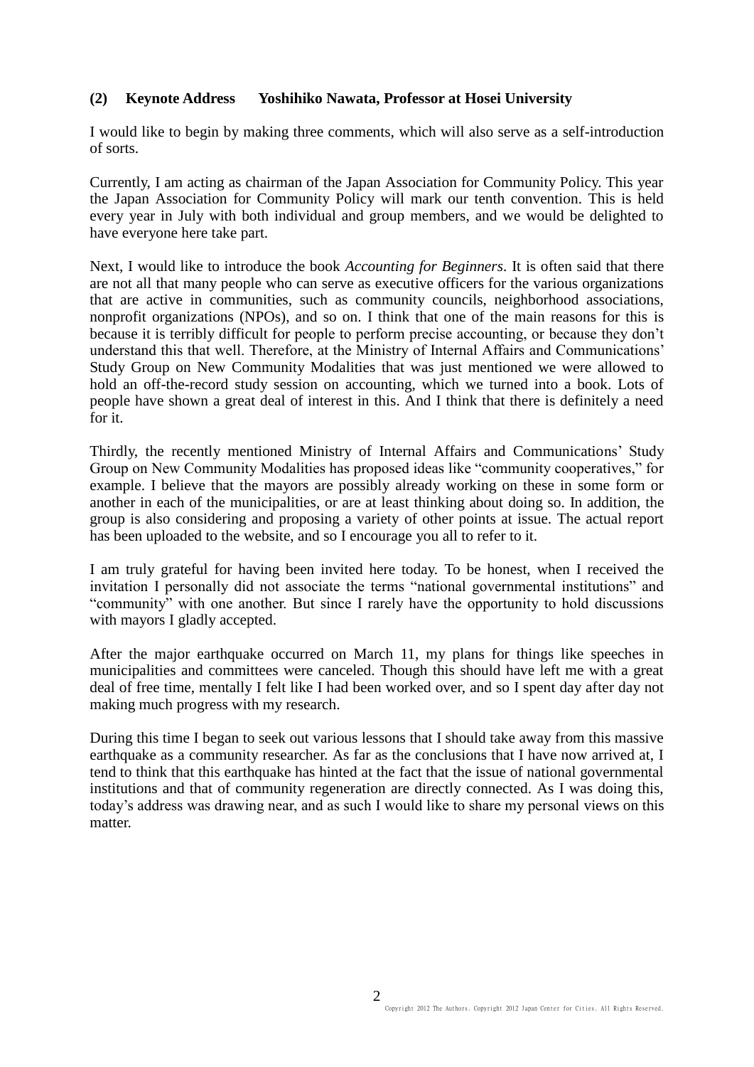### (2) Keynote Address Yoshihiko Nawata, Professor at Hosei University

I would like to begin by making three comments, which will also serve as a self-introduction of sorts.

Currently, I am acting as chairman of the Japan Association for Community Policy. This year the Japan Association for Community Policy will mark our tenth convention. This is held every year in July with both individual and group members, and we would be delighted to have everyone here take part.

Next, I would like to introduce the book *Accounting for Beginners*. It is often said that there are not all that many people who can serve as executive officers for the various organizations that are active in communities, such as community councils, neighborhood associations, nonprofit organizations (NPOs), and so on. I think that one of the main reasons for this is because it is terribly difficult for people to perform precise accounting, or because they don't understand this that well. Therefore, at the Ministry of Internal Affairs and Communications' Study Group on New Community Modalities that was just mentioned we were allowed to hold an off-the-record study session on accounting, which we turned into a book. Lots of people have shown a great deal of interest in this. And I think that there is definitely a need for it.

Thirdly, the recently mentioned Ministry of Internal Affairs and Communications' Study Group on New Community Modalities has proposed ideas like "community cooperatives," for example. I believe that the mayors are possibly already working on these in some form or another in each of the municipalities, or are at least thinking about doing so. In addition, the group is also considering and proposing a variety of other points at issue. The actual report has been uploaded to the website, and so I encourage you all to refer to it.

I am truly grateful for having been invited here today. To be honest, when I received the invitation I personally did not associate the terms "national governmental institutions" and "community" with one another. But since I rarely have the opportunity to hold discussions with mayors I gladly accepted.

After the major earthquake occurred on March 11, my plans for things like speeches in municipalities and committees were canceled. Though this should have left me with a great deal of free time, mentally I felt like I had been worked over, and so I spent day after day not making much progress with my research.

During this time I began to seek out various lessons that I should take away from this massive earthquake as a community researcher. As far as the conclusions that I have now arrived at, I tend to think that this earthquake has hinted at the fact that the issue of national governmental institutions and that of community regeneration are directly connected. As I was doing this, today's address was drawing near, and as such I would like to share my personal views on this matter.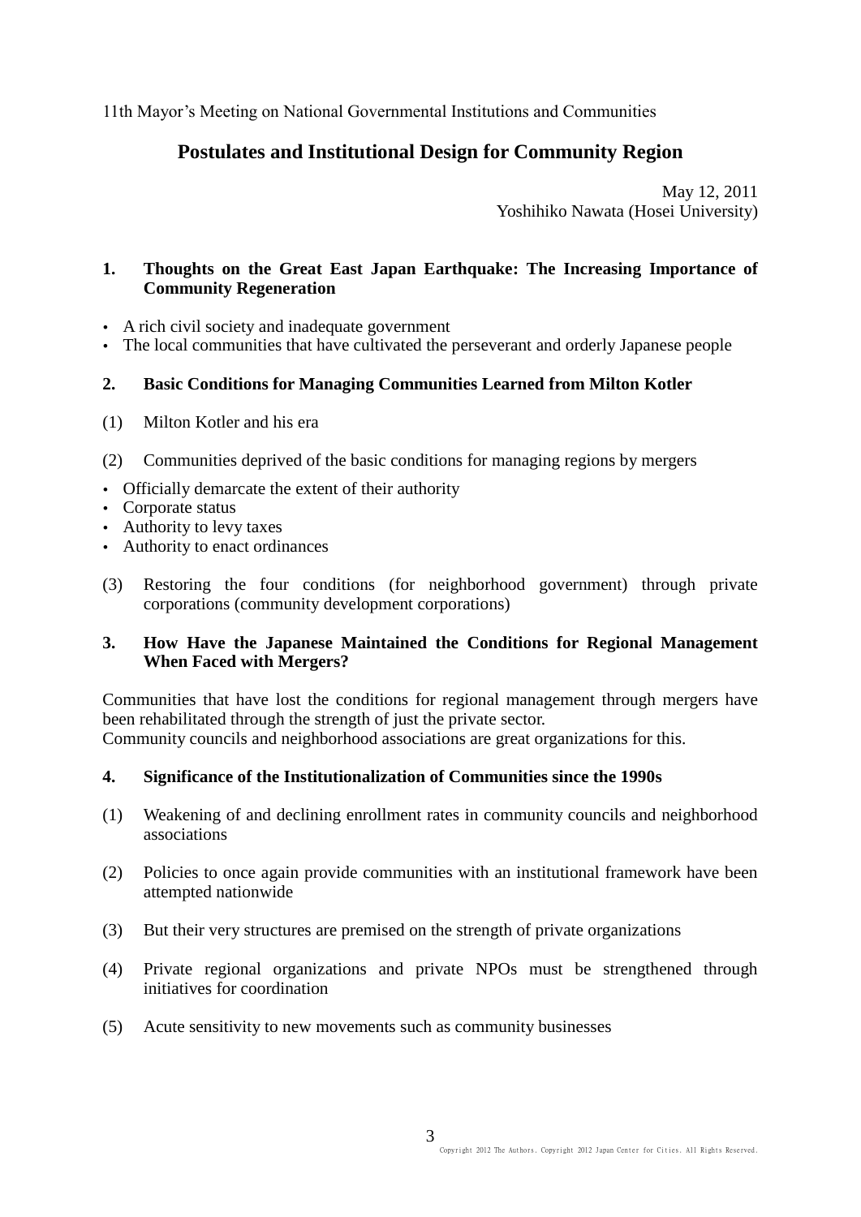11th Mayor's Meeting on National Governmental Institutions and Communities

# Postulates and Institutional Design for Community Region

May 12, 2011
Yoshihiko Nawata (Hosei University)

## 1. Thoughts on the Great East Japan Earthquake: The Increasing Importance of Community Regeneration

- A rich civil society and inadequate government
- The local communities that have cultivated the perseverant and orderly Japanese people

## 2. Basic Conditions for Managing Communities Learned from Milton Kotler

(1) Milton Kotler and his era

(2) Communities deprived of the basic conditions for managing regions by mergers

- Officially demarcate the extent of their authority
- Corporate status
- Authority to levy taxes
- Authority to enact ordinances

(3) Restoring the four conditions (for neighborhood government) through private corporations (community development corporations)

## 3. How Have the Japanese Maintained the Conditions for Regional Management When Faced with Mergers?

Communities that have lost the conditions for regional management through mergers have been rehabilitated through the strength of just the private sector.
Community councils and neighborhood associations are great organizations for this.

## 4. Significance of the Institutionalization of Communities since the 1990s

(1) Weakening of and declining enrollment rates in community councils and neighborhood associations

(2) Policies to once again provide communities with an institutional framework have been attempted nationwide

(3) But their very structures are premised on the strength of private organizations

(4) Private regional organizations and private NPOs must be strengthened through initiatives for coordination

(5) Acute sensitivity to new movements such as community businesses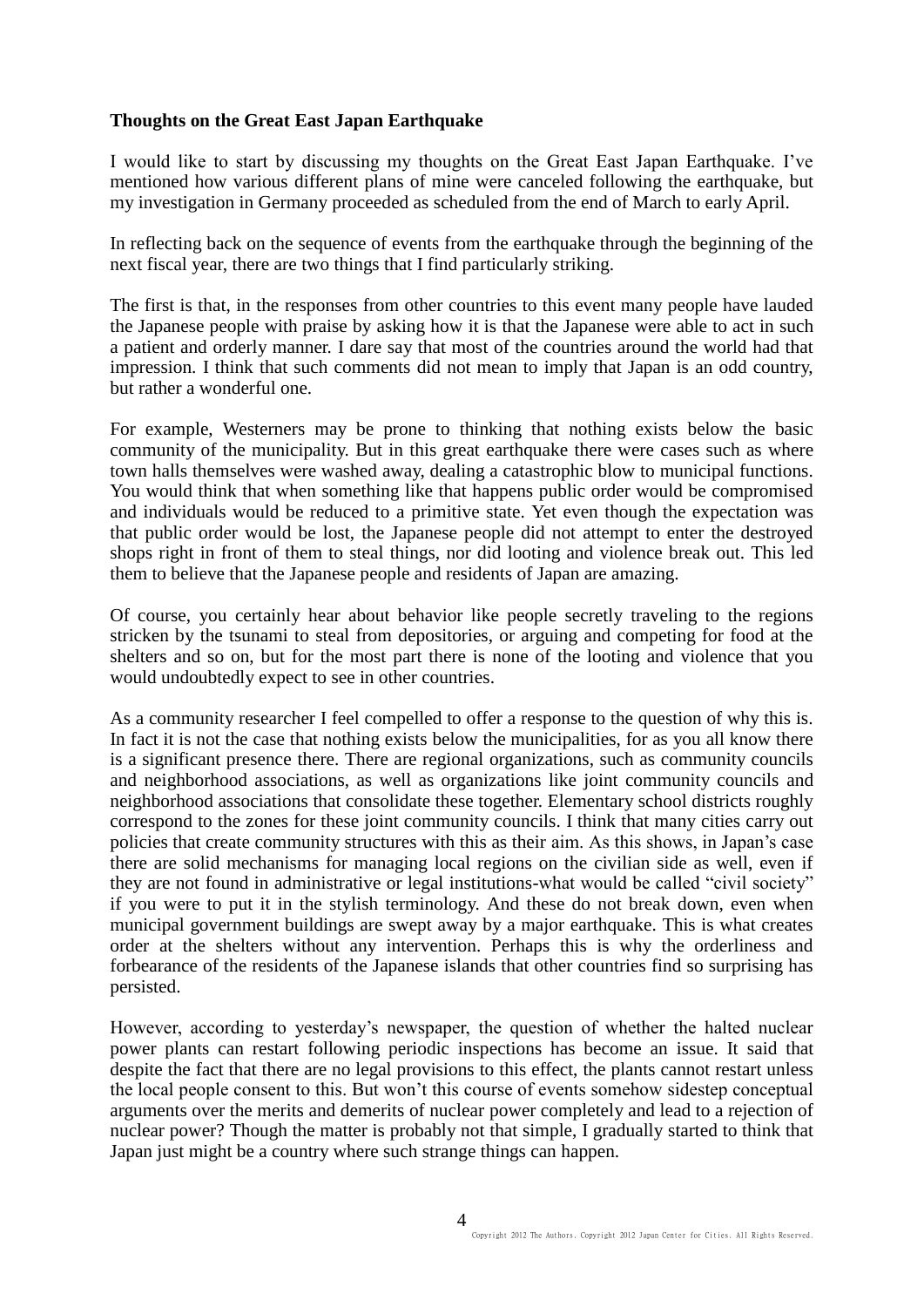**Thoughts on the Great East Japan Earthquake**

I would like to start by discussing my thoughts on the Great East Japan Earthquake. I've mentioned how various different plans of mine were canceled following the earthquake, but my investigation in Germany proceeded as scheduled from the end of March to early April.

In reflecting back on the sequence of events from the earthquake through the beginning of the next fiscal year, there are two things that I find particularly striking.

The first is that, in the responses from other countries to this event many people have lauded the Japanese people with praise by asking how it is that the Japanese were able to act in such a patient and orderly manner. I dare say that most of the countries around the world had that impression. I think that such comments did not mean to imply that Japan is an odd country, but rather a wonderful one.

For example, Westerners may be prone to thinking that nothing exists below the basic community of the municipality. But in this great earthquake there were cases such as where town halls themselves were washed away, dealing a catastrophic blow to municipal functions. You would think that when something like that happens public order would be compromised and individuals would be reduced to a primitive state. Yet even though the expectation was that public order would be lost, the Japanese people did not attempt to enter the destroyed shops right in front of them to steal things, nor did looting and violence break out. This led them to believe that the Japanese people and residents of Japan are amazing.

Of course, you certainly hear about behavior like people secretly traveling to the regions stricken by the tsunami to steal from depositories, or arguing and competing for food at the shelters and so on, but for the most part there is none of the looting and violence that you would undoubtedly expect to see in other countries.

As a community researcher I feel compelled to offer a response to the question of why this is. In fact it is not the case that nothing exists below the municipalities, for as you all know there is a significant presence there. There are regional organizations, such as community councils and neighborhood associations, as well as organizations like joint community councils and neighborhood associations that consolidate these together. Elementary school districts roughly correspond to the zones for these joint community councils. I think that many cities carry out policies that create community structures with this as their aim. As this shows, in Japan's case there are solid mechanisms for managing local regions on the civilian side as well, even if they are not found in administrative or legal institutions-what would be called "civil society" if you were to put it in the stylish terminology. And these do not break down, even when municipal government buildings are swept away by a major earthquake. This is what creates order at the shelters without any intervention. Perhaps this is why the orderliness and forbearance of the residents of the Japanese islands that other countries find so surprising has persisted.

However, according to yesterday's newspaper, the question of whether the halted nuclear power plants can restart following periodic inspections has become an issue. It said that despite the fact that there are no legal provisions to this effect, the plants cannot restart unless the local people consent to this. But won't this course of events somehow sidestep conceptual arguments over the merits and demerits of nuclear power completely and lead to a rejection of nuclear power? Though the matter is probably not that simple, I gradually started to think that Japan just might be a country where such strange things can happen.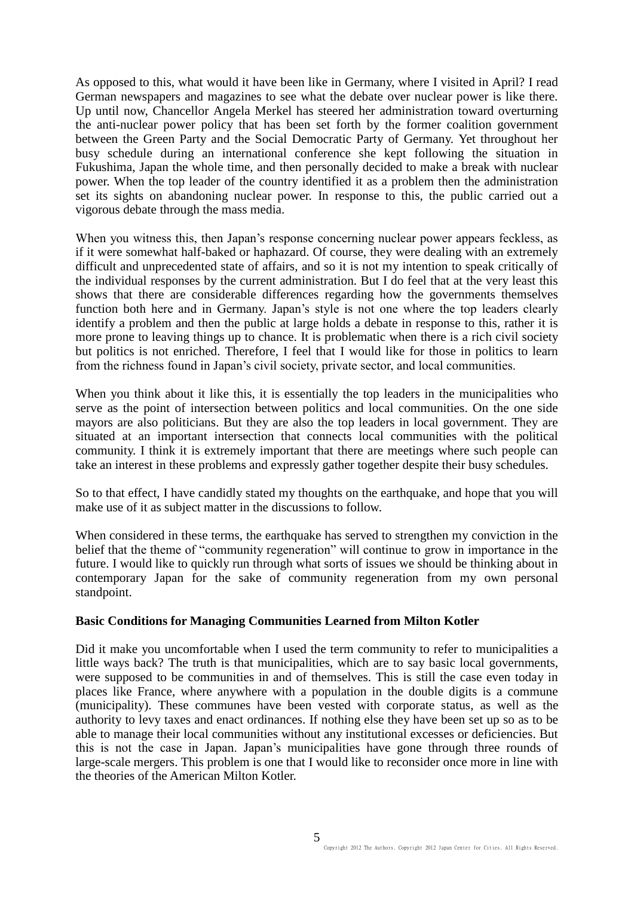As opposed to this, what would it have been like in Germany, where I visited in April? I read German newspapers and magazines to see what the debate over nuclear power is like there. Up until now, Chancellor Angela Merkel has steered her administration toward overturning the anti-nuclear power policy that has been set forth by the former coalition government between the Green Party and the Social Democratic Party of Germany. Yet throughout her busy schedule during an international conference she kept following the situation in Fukushima, Japan the whole time, and then personally decided to make a break with nuclear power. When the top leader of the country identified it as a problem then the administration set its sights on abandoning nuclear power. In response to this, the public carried out a vigorous debate through the mass media.

When you witness this, then Japan's response concerning nuclear power appears feckless, as if it were somewhat half-baked or haphazard. Of course, they were dealing with an extremely difficult and unprecedented state of affairs, and so it is not my intention to speak critically of the individual responses by the current administration. But I do feel that at the very least this shows that there are considerable differences regarding how the governments themselves function both here and in Germany. Japan's style is not one where the top leaders clearly identify a problem and then the public at large holds a debate in response to this, rather it is more prone to leaving things up to chance. It is problematic when there is a rich civil society but politics is not enriched. Therefore, I feel that I would like for those in politics to learn from the richness found in Japan's civil society, private sector, and local communities.

When you think about it like this, it is essentially the top leaders in the municipalities who serve as the point of intersection between politics and local communities. On the one side mayors are also politicians. But they are also the top leaders in local government. They are situated at an important intersection that connects local communities with the political community. I think it is extremely important that there are meetings where such people can take an interest in these problems and expressly gather together despite their busy schedules.

So to that effect, I have candidly stated my thoughts on the earthquake, and hope that you will make use of it as subject matter in the discussions to follow.

When considered in these terms, the earthquake has served to strengthen my conviction in the belief that the theme of "community regeneration" will continue to grow in importance in the future. I would like to quickly run through what sorts of issues we should be thinking about in contemporary Japan for the sake of community regeneration from my own personal standpoint.

**Basic Conditions for Managing Communities Learned from Milton Kotler**

Did it make you uncomfortable when I used the term community to refer to municipalities a little ways back? The truth is that municipalities, which are to say basic local governments, were supposed to be communities in and of themselves. This is still the case even today in places like France, where anywhere with a population in the double digits is a commune (municipality). These communes have been vested with corporate status, as well as the authority to levy taxes and enact ordinances. If nothing else they have been set up so as to be able to manage their local communities without any institutional excesses or deficiencies. But this is not the case in Japan. Japan's municipalities have gone through three rounds of large-scale mergers. This problem is one that I would like to reconsider once more in line with the theories of the American Milton Kotler.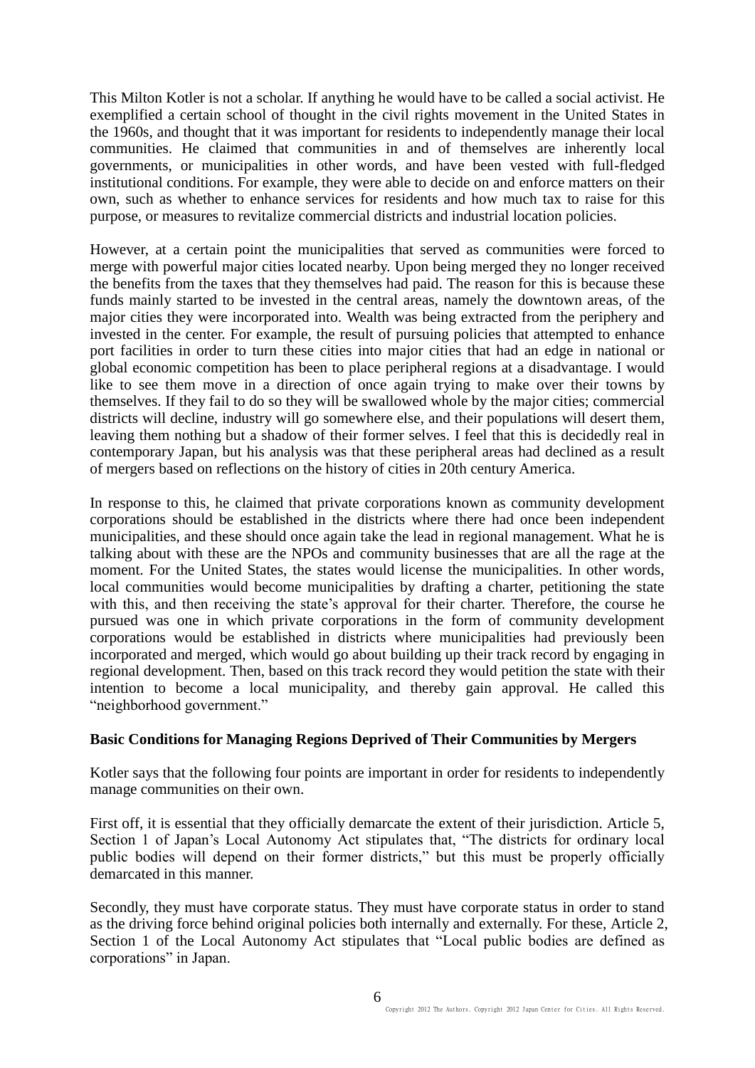This Milton Kotler is not a scholar. If anything he would have to be called a social activist. He exemplified a certain school of thought in the civil rights movement in the United States in the 1960s, and thought that it was important for residents to independently manage their local communities. He claimed that communities in and of themselves are inherently local governments, or municipalities in other words, and have been vested with full-fledged institutional conditions. For example, they were able to decide on and enforce matters on their own, such as whether to enhance services for residents and how much tax to raise for this purpose, or measures to revitalize commercial districts and industrial location policies.

However, at a certain point the municipalities that served as communities were forced to merge with powerful major cities located nearby. Upon being merged they no longer received the benefits from the taxes that they themselves had paid. The reason for this is because these funds mainly started to be invested in the central areas, namely the downtown areas, of the major cities they were incorporated into. Wealth was being extracted from the periphery and invested in the center. For example, the result of pursuing policies that attempted to enhance port facilities in order to turn these cities into major cities that had an edge in national or global economic competition has been to place peripheral regions at a disadvantage. I would like to see them move in a direction of once again trying to make over their towns by themselves. If they fail to do so they will be swallowed whole by the major cities; commercial districts will decline, industry will go somewhere else, and their populations will desert them, leaving them nothing but a shadow of their former selves. I feel that this is decidedly real in contemporary Japan, but his analysis was that these peripheral areas had declined as a result of mergers based on reflections on the history of cities in 20th century America.

In response to this, he claimed that private corporations known as community development corporations should be established in the districts where there had once been independent municipalities, and these should once again take the lead in regional management. What he is talking about with these are the NPOs and community businesses that are all the rage at the moment. For the United States, the states would license the municipalities. In other words, local communities would become municipalities by drafting a charter, petitioning the state with this, and then receiving the state's approval for their charter. Therefore, the course he pursued was one in which private corporations in the form of community development corporations would be established in districts where municipalities had previously been incorporated and merged, which would go about building up their track record by engaging in regional development. Then, based on this track record they would petition the state with their intention to become a local municipality, and thereby gain approval. He called this "neighborhood government."

### Basic Conditions for Managing Regions Deprived of Their Communities by Mergers

Kotler says that the following four points are important in order for residents to independently manage communities on their own.

First off, it is essential that they officially demarcate the extent of their jurisdiction. Article 5, Section 1 of Japan's Local Autonomy Act stipulates that, "The districts for ordinary local public bodies will depend on their former districts," but this must be properly officially demarcated in this manner.

Secondly, they must have corporate status. They must have corporate status in order to stand as the driving force behind original policies both internally and externally. For these, Article 2, Section 1 of the Local Autonomy Act stipulates that "Local public bodies are defined as corporations" in Japan.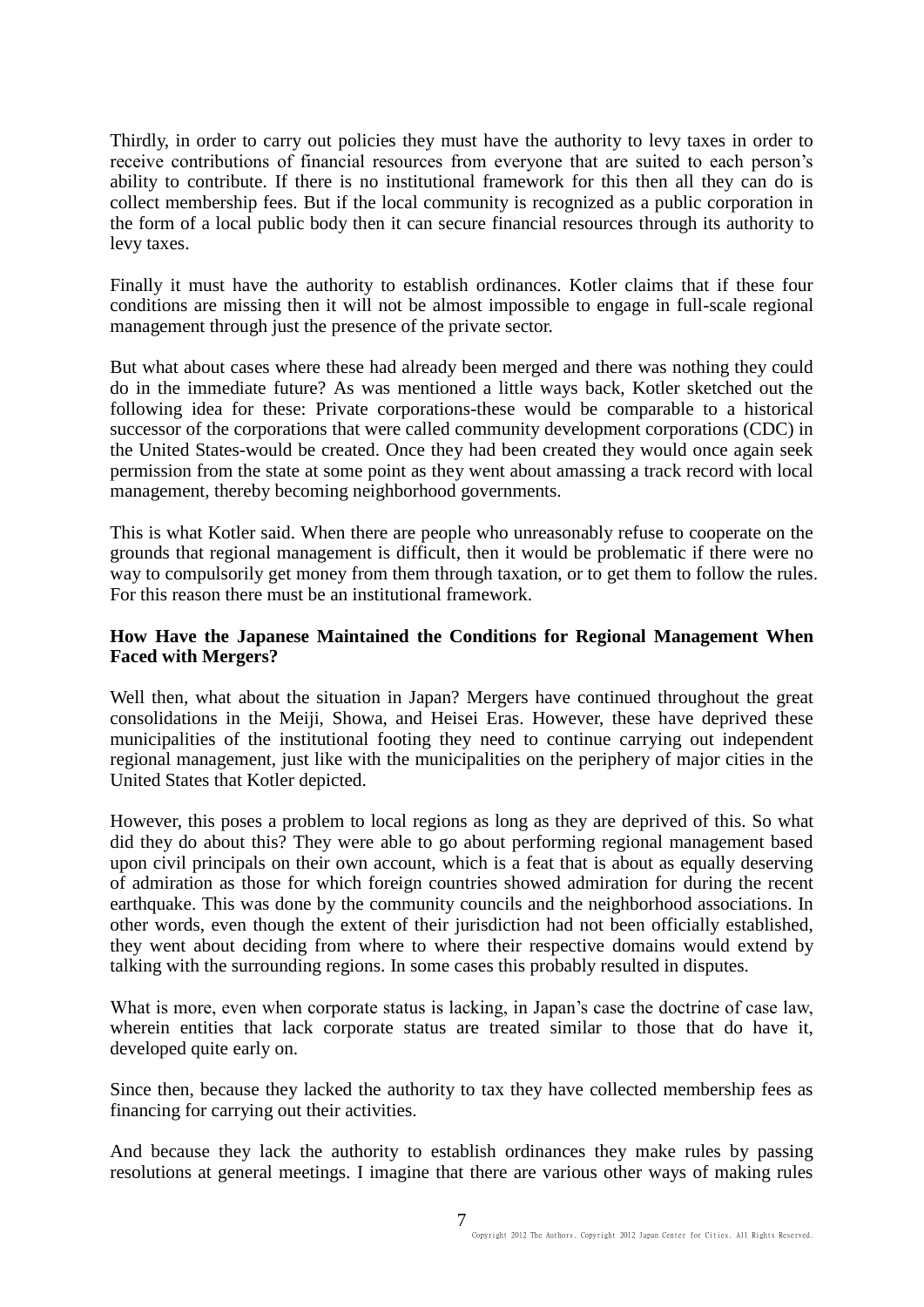Thirdly, in order to carry out policies they must have the authority to levy taxes in order to receive contributions of financial resources from everyone that are suited to each person's ability to contribute. If there is no institutional framework for this then all they can do is collect membership fees. But if the local community is recognized as a public corporation in the form of a local public body then it can secure financial resources through its authority to levy taxes.

Finally it must have the authority to establish ordinances. Kotler claims that if these four conditions are missing then it will not be almost impossible to engage in full-scale regional management through just the presence of the private sector.

But what about cases where these had already been merged and there was nothing they could do in the immediate future? As was mentioned a little ways back, Kotler sketched out the following idea for these: Private corporations-these would be comparable to a historical successor of the corporations that were called community development corporations (CDC) in the United States-would be created. Once they had been created they would once again seek permission from the state at some point as they went about amassing a track record with local management, thereby becoming neighborhood governments.

This is what Kotler said. When there are people who unreasonably refuse to cooperate on the grounds that regional management is difficult, then it would be problematic if there were no way to compulsorily get money from them through taxation, or to get them to follow the rules. For this reason there must be an institutional framework.

**How Have the Japanese Maintained the Conditions for Regional Management When Faced with Mergers?**

Well then, what about the situation in Japan? Mergers have continued throughout the great consolidations in the Meiji, Showa, and Heisei Eras. However, these have deprived these municipalities of the institutional footing they need to continue carrying out independent regional management, just like with the municipalities on the periphery of major cities in the United States that Kotler depicted.

However, this poses a problem to local regions as long as they are deprived of this. So what did they do about this? They were able to go about performing regional management based upon civil principals on their own account, which is a feat that is about as equally deserving of admiration as those for which foreign countries showed admiration for during the recent earthquake. This was done by the community councils and the neighborhood associations. In other words, even though the extent of their jurisdiction had not been officially established, they went about deciding from where to where their respective domains would extend by talking with the surrounding regions. In some cases this probably resulted in disputes.

What is more, even when corporate status is lacking, in Japan's case the doctrine of case law, wherein entities that lack corporate status are treated similar to those that do have it, developed quite early on.

Since then, because they lacked the authority to tax they have collected membership fees as financing for carrying out their activities.

And because they lack the authority to establish ordinances they make rules by passing resolutions at general meetings. I imagine that there are various other ways of making rules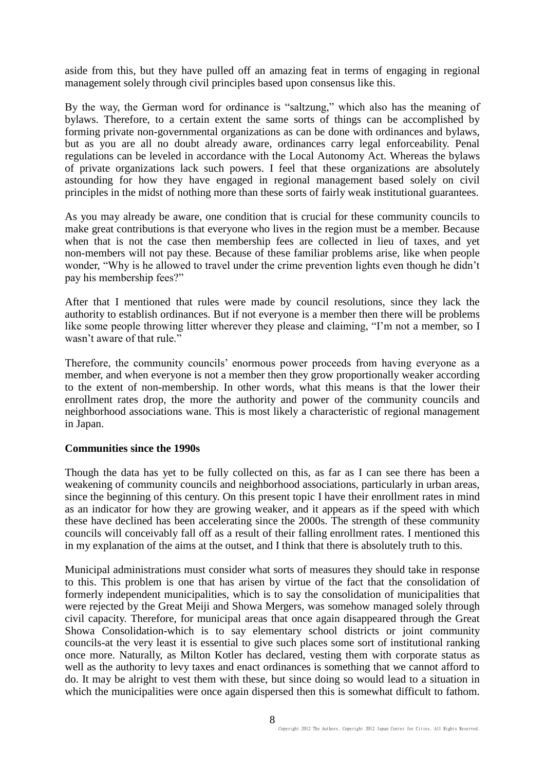aside from this, but they have pulled off an amazing feat in terms of engaging in regional management solely through civil principles based upon consensus like this.

By the way, the German word for ordinance is "saltzung," which also has the meaning of bylaws. Therefore, to a certain extent the same sorts of things can be accomplished by forming private non-governmental organizations as can be done with ordinances and bylaws, but as you are all no doubt already aware, ordinances carry legal enforceability. Penal regulations can be leveled in accordance with the Local Autonomy Act. Whereas the bylaws of private organizations lack such powers. I feel that these organizations are absolutely astounding for how they have engaged in regional management based solely on civil principles in the midst of nothing more than these sorts of fairly weak institutional guarantees.

As you may already be aware, one condition that is crucial for these community councils to make great contributions is that everyone who lives in the region must be a member. Because when that is not the case then membership fees are collected in lieu of taxes, and yet non-members will not pay these. Because of these familiar problems arise, like when people wonder, "Why is he allowed to travel under the crime prevention lights even though he didn't pay his membership fees?"

After that I mentioned that rules were made by council resolutions, since they lack the authority to establish ordinances. But if not everyone is a member then there will be problems like some people throwing litter wherever they please and claiming, "I'm not a member, so I wasn't aware of that rule."

Therefore, the community councils' enormous power proceeds from having everyone as a member, and when everyone is not a member then they grow proportionally weaker according to the extent of non-membership. In other words, what this means is that the lower their enrollment rates drop, the more the authority and power of the community councils and neighborhood associations wane. This is most likely a characteristic of regional management in Japan.

**Communities since the 1990s**

Though the data has yet to be fully collected on this, as far as I can see there has been a weakening of community councils and neighborhood associations, particularly in urban areas, since the beginning of this century. On this present topic I have their enrollment rates in mind as an indicator for how they are growing weaker, and it appears as if the speed with which these have declined has been accelerating since the 2000s. The strength of these community councils will conceivably fall off as a result of their falling enrollment rates. I mentioned this in my explanation of the aims at the outset, and I think that there is absolutely truth to this.

Municipal administrations must consider what sorts of measures they should take in response to this. This problem is one that has arisen by virtue of the fact that the consolidation of formerly independent municipalities, which is to say the consolidation of municipalities that were rejected by the Great Meiji and Showa Mergers, was somehow managed solely through civil capacity. Therefore, for municipal areas that once again disappeared through the Great Showa Consolidation-which is to say elementary school districts or joint community councils-at the very least it is essential to give such places some sort of institutional ranking once more. Naturally, as Milton Kotler has declared, vesting them with corporate status as well as the authority to levy taxes and enact ordinances is something that we cannot afford to do. It may be alright to vest them with these, but since doing so would lead to a situation in which the municipalities were once again dispersed then this is somewhat difficult to fathom.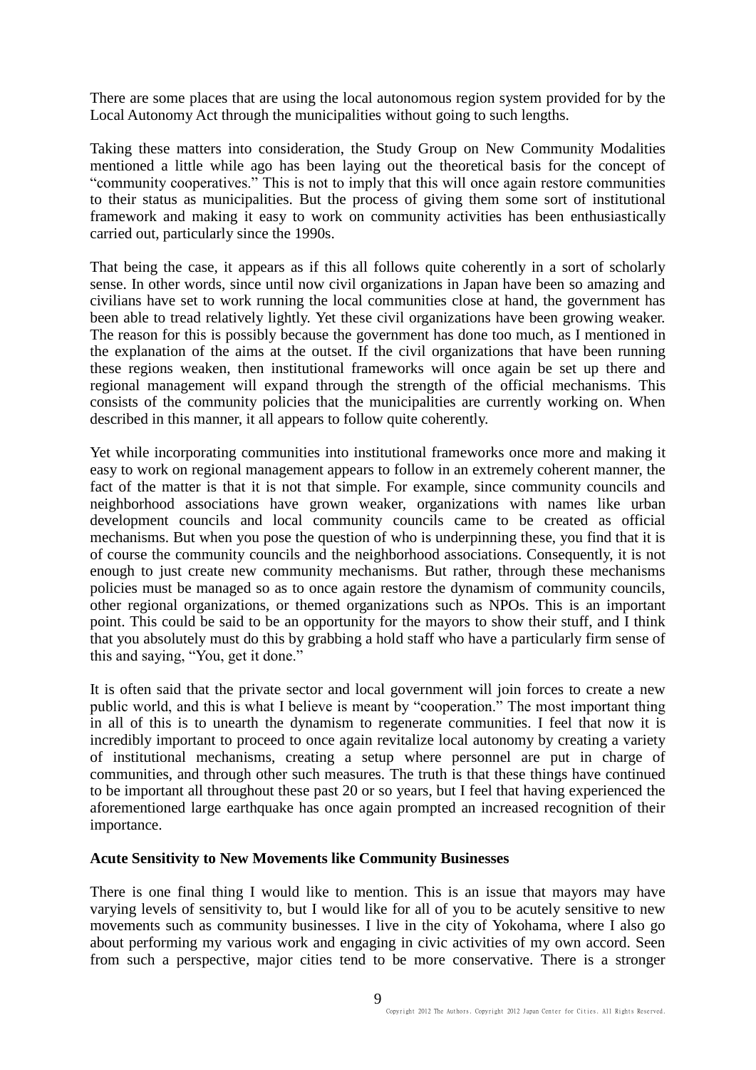There are some places that are using the local autonomous region system provided for by the Local Autonomy Act through the municipalities without going to such lengths.

Taking these matters into consideration, the Study Group on New Community Modalities mentioned a little while ago has been laying out the theoretical basis for the concept of "community cooperatives." This is not to imply that this will once again restore communities to their status as municipalities. But the process of giving them some sort of institutional framework and making it easy to work on community activities has been enthusiastically carried out, particularly since the 1990s.

That being the case, it appears as if this all follows quite coherently in a sort of scholarly sense. In other words, since until now civil organizations in Japan have been so amazing and civilians have set to work running the local communities close at hand, the government has been able to tread relatively lightly. Yet these civil organizations have been growing weaker. The reason for this is possibly because the government has done too much, as I mentioned in the explanation of the aims at the outset. If the civil organizations that have been running these regions weaken, then institutional frameworks will once again be set up there and regional management will expand through the strength of the official mechanisms. This consists of the community policies that the municipalities are currently working on. When described in this manner, it all appears to follow quite coherently.

Yet while incorporating communities into institutional frameworks once more and making it easy to work on regional management appears to follow in an extremely coherent manner, the fact of the matter is that it is not that simple. For example, since community councils and neighborhood associations have grown weaker, organizations with names like urban development councils and local community councils came to be created as official mechanisms. But when you pose the question of who is underpinning these, you find that it is of course the community councils and the neighborhood associations. Consequently, it is not enough to just create new community mechanisms. But rather, through these mechanisms policies must be managed so as to once again restore the dynamism of community councils, other regional organizations, or themed organizations such as NPOs. This is an important point. This could be said to be an opportunity for the mayors to show their stuff, and I think that you absolutely must do this by grabbing a hold staff who have a particularly firm sense of this and saying, "You, get it done."

It is often said that the private sector and local government will join forces to create a new public world, and this is what I believe is meant by "cooperation." The most important thing in all of this is to unearth the dynamism to regenerate communities. I feel that now it is incredibly important to proceed to once again revitalize local autonomy by creating a variety of institutional mechanisms, creating a setup where personnel are put in charge of communities, and through other such measures. The truth is that these things have continued to be important all throughout these past 20 or so years, but I feel that having experienced the aforementioned large earthquake has once again prompted an increased recognition of their importance.

**Acute Sensitivity to New Movements like Community Businesses**

There is one final thing I would like to mention. This is an issue that mayors may have varying levels of sensitivity to, but I would like for all of you to be acutely sensitive to new movements such as community businesses. I live in the city of Yokohama, where I also go about performing my various work and engaging in civic activities of my own accord. Seen from such a perspective, major cities tend to be more conservative. There is a stronger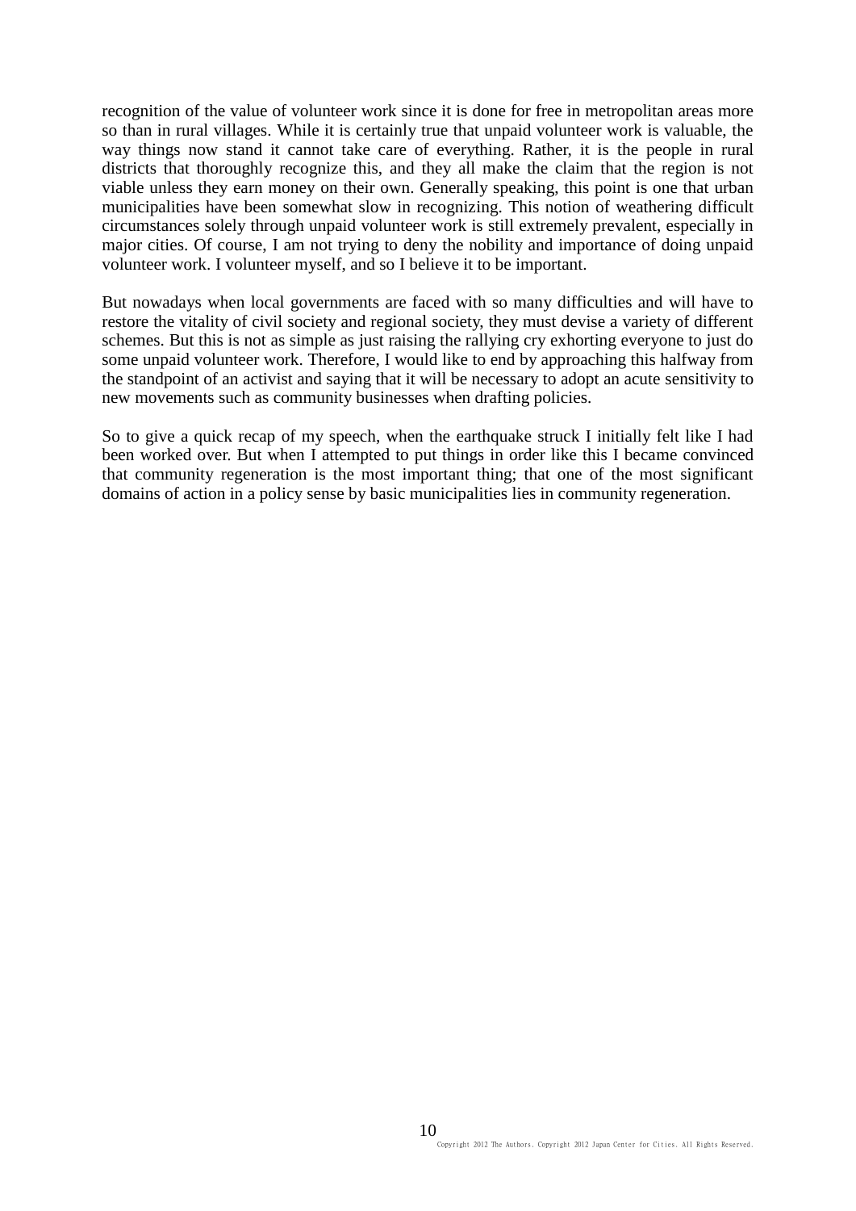recognition of the value of volunteer work since it is done for free in metropolitan areas more so than in rural villages. While it is certainly true that unpaid volunteer work is valuable, the way things now stand it cannot take care of everything. Rather, it is the people in rural districts that thoroughly recognize this, and they all make the claim that the region is not viable unless they earn money on their own. Generally speaking, this point is one that urban municipalities have been somewhat slow in recognizing. This notion of weathering difficult circumstances solely through unpaid volunteer work is still extremely prevalent, especially in major cities. Of course, I am not trying to deny the nobility and importance of doing unpaid volunteer work. I volunteer myself, and so I believe it to be important.

But nowadays when local governments are faced with so many difficulties and will have to restore the vitality of civil society and regional society, they must devise a variety of different schemes. But this is not as simple as just raising the rallying cry exhorting everyone to just do some unpaid volunteer work. Therefore, I would like to end by approaching this halfway from the standpoint of an activist and saying that it will be necessary to adopt an acute sensitivity to new movements such as community businesses when drafting policies.

So to give a quick recap of my speech, when the earthquake struck I initially felt like I had been worked over. But when I attempted to put things in order like this I became convinced that community regeneration is the most important thing; that one of the most significant domains of action in a policy sense by basic municipalities lies in community regeneration.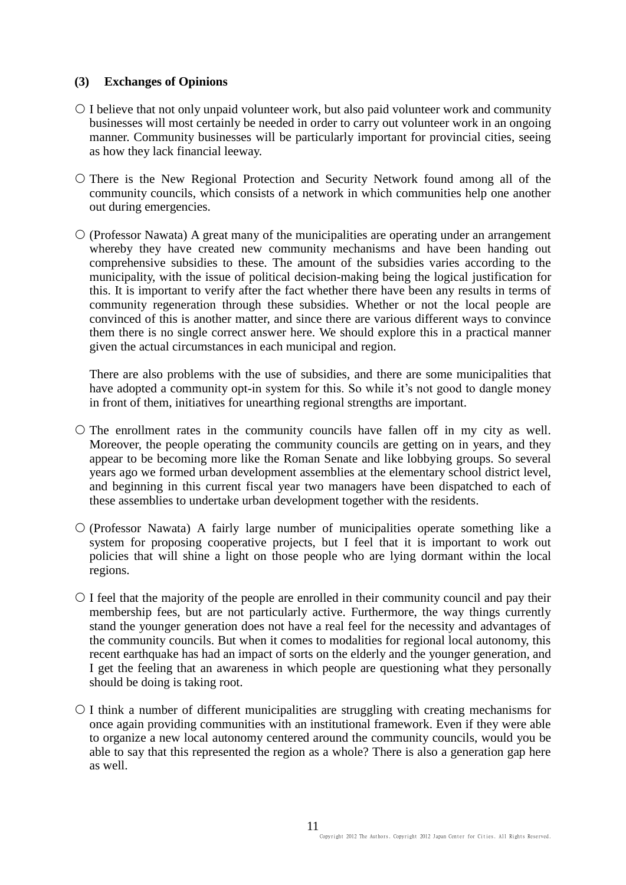### (3) Exchanges of Opinions

○ I believe that not only unpaid volunteer work, but also paid volunteer work and community businesses will most certainly be needed in order to carry out volunteer work in an ongoing manner. Community businesses will be particularly important for provincial cities, seeing as how they lack financial leeway.

○ There is the New Regional Protection and Security Network found among all of the community councils, which consists of a network in which communities help one another out during emergencies.

○ (Professor Nawata) A great many of the municipalities are operating under an arrangement whereby they have created new community mechanisms and have been handing out comprehensive subsidies to these. The amount of the subsidies varies according to the municipality, with the issue of political decision-making being the logical justification for this. It is important to verify after the fact whether there have been any results in terms of community regeneration through these subsidies. Whether or not the local people are convinced of this is another matter, and since there are various different ways to convince them there is no single correct answer here. We should explore this in a practical manner given the actual circumstances in each municipal and region.

There are also problems with the use of subsidies, and there are some municipalities that have adopted a community opt-in system for this. So while it's not good to dangle money in front of them, initiatives for unearthing regional strengths are important.

○ The enrollment rates in the community councils have fallen off in my city as well. Moreover, the people operating the community councils are getting on in years, and they appear to be becoming more like the Roman Senate and like lobbying groups. So several years ago we formed urban development assemblies at the elementary school district level, and beginning in this current fiscal year two managers have been dispatched to each of these assemblies to undertake urban development together with the residents.

○ (Professor Nawata) A fairly large number of municipalities operate something like a system for proposing cooperative projects, but I feel that it is important to work out policies that will shine a light on those people who are lying dormant within the local regions.

○ I feel that the majority of the people are enrolled in their community council and pay their membership fees, but are not particularly active. Furthermore, the way things currently stand the younger generation does not have a real feel for the necessity and advantages of the community councils. But when it comes to modalities for regional local autonomy, this recent earthquake has had an impact of sorts on the elderly and the younger generation, and I get the feeling that an awareness in which people are questioning what they personally should be doing is taking root.

○ I think a number of different municipalities are struggling with creating mechanisms for once again providing communities with an institutional framework. Even if they were able to organize a new local autonomy centered around the community councils, would you be able to say that this represented the region as a whole? There is also a generation gap here as well.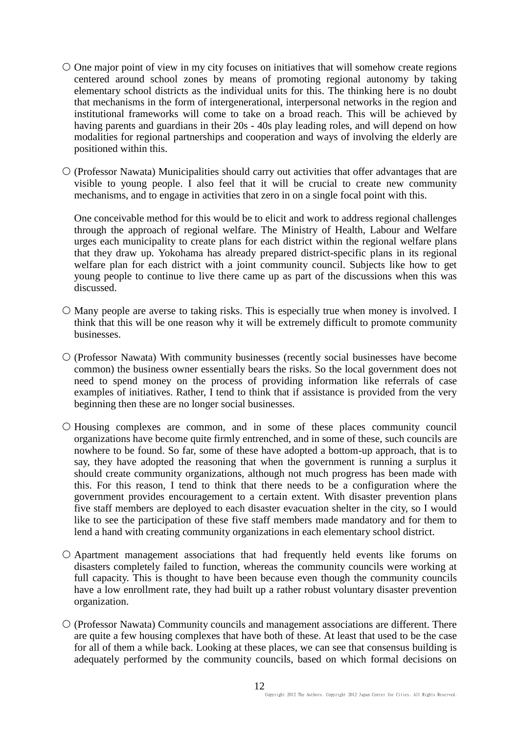○ One major point of view in my city focuses on initiatives that will somehow create regions centered around school zones by means of promoting regional autonomy by taking elementary school districts as the individual units for this. The thinking here is no doubt that mechanisms in the form of intergenerational, interpersonal networks in the region and institutional frameworks will come to take on a broad reach. This will be achieved by having parents and guardians in their 20s - 40s play leading roles, and will depend on how modalities for regional partnerships and cooperation and ways of involving the elderly are positioned within this.

○ (Professor Nawata) Municipalities should carry out activities that offer advantages that are visible to young people. I also feel that it will be crucial to create new community mechanisms, and to engage in activities that zero in on a single focal point with this.

One conceivable method for this would be to elicit and work to address regional challenges through the approach of regional welfare. The Ministry of Health, Labour and Welfare urges each municipality to create plans for each district within the regional welfare plans that they draw up. Yokohama has already prepared district-specific plans in its regional welfare plan for each district with a joint community council. Subjects like how to get young people to continue to live there came up as part of the discussions when this was discussed.

○ Many people are averse to taking risks. This is especially true when money is involved. I think that this will be one reason why it will be extremely difficult to promote community businesses.

○ (Professor Nawata) With community businesses (recently social businesses have become common) the business owner essentially bears the risks. So the local government does not need to spend money on the process of providing information like referrals of case examples of initiatives. Rather, I tend to think that if assistance is provided from the very beginning then these are no longer social businesses.

○ Housing complexes are common, and in some of these places community council organizations have become quite firmly entrenched, and in some of these, such councils are nowhere to be found. So far, some of these have adopted a bottom-up approach, that is to say, they have adopted the reasoning that when the government is running a surplus it should create community organizations, although not much progress has been made with this. For this reason, I tend to think that there needs to be a configuration where the government provides encouragement to a certain extent. With disaster prevention plans five staff members are deployed to each disaster evacuation shelter in the city, so I would like to see the participation of these five staff members made mandatory and for them to lend a hand with creating community organizations in each elementary school district.

○ Apartment management associations that had frequently held events like forums on disasters completely failed to function, whereas the community councils were working at full capacity. This is thought to have been because even though the community councils have a low enrollment rate, they had built up a rather robust voluntary disaster prevention organization.

○ (Professor Nawata) Community councils and management associations are different. There are quite a few housing complexes that have both of these. At least that used to be the case for all of them a while back. Looking at these places, we can see that consensus building is adequately performed by the community councils, based on which formal decisions on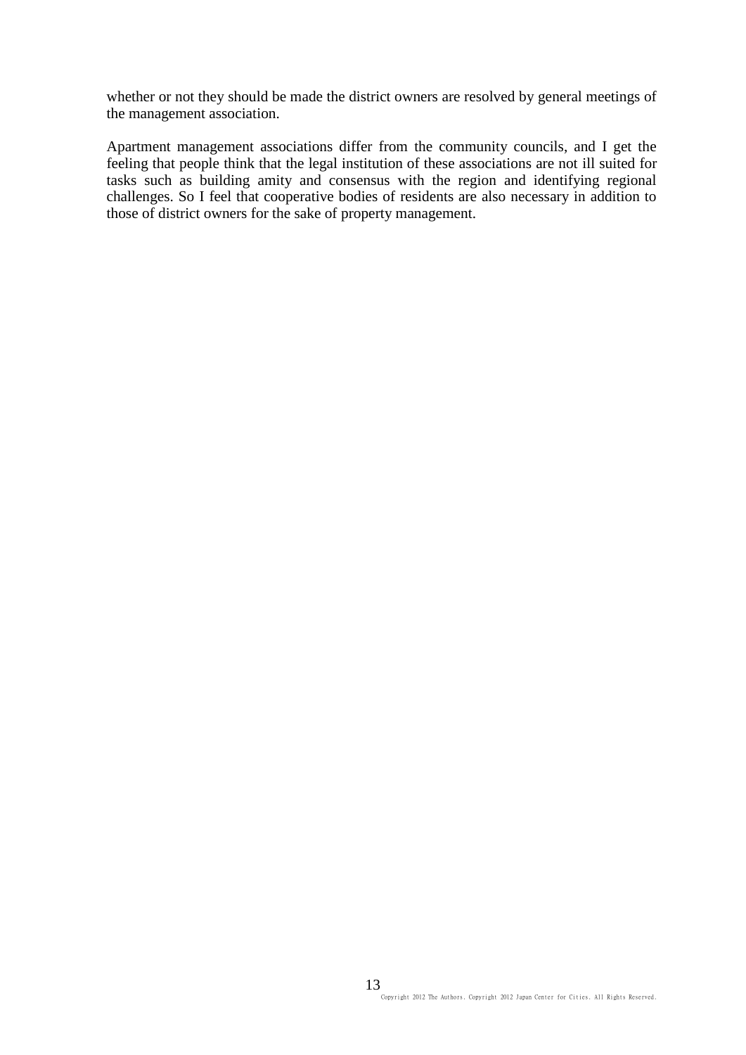whether or not they should be made the district owners are resolved by general meetings of the management association.

Apartment management associations differ from the community councils, and I get the feeling that people think that the legal institution of these associations are not ill suited for tasks such as building amity and consensus with the region and identifying regional challenges. So I feel that cooperative bodies of residents are also necessary in addition to those of district owners for the sake of property management.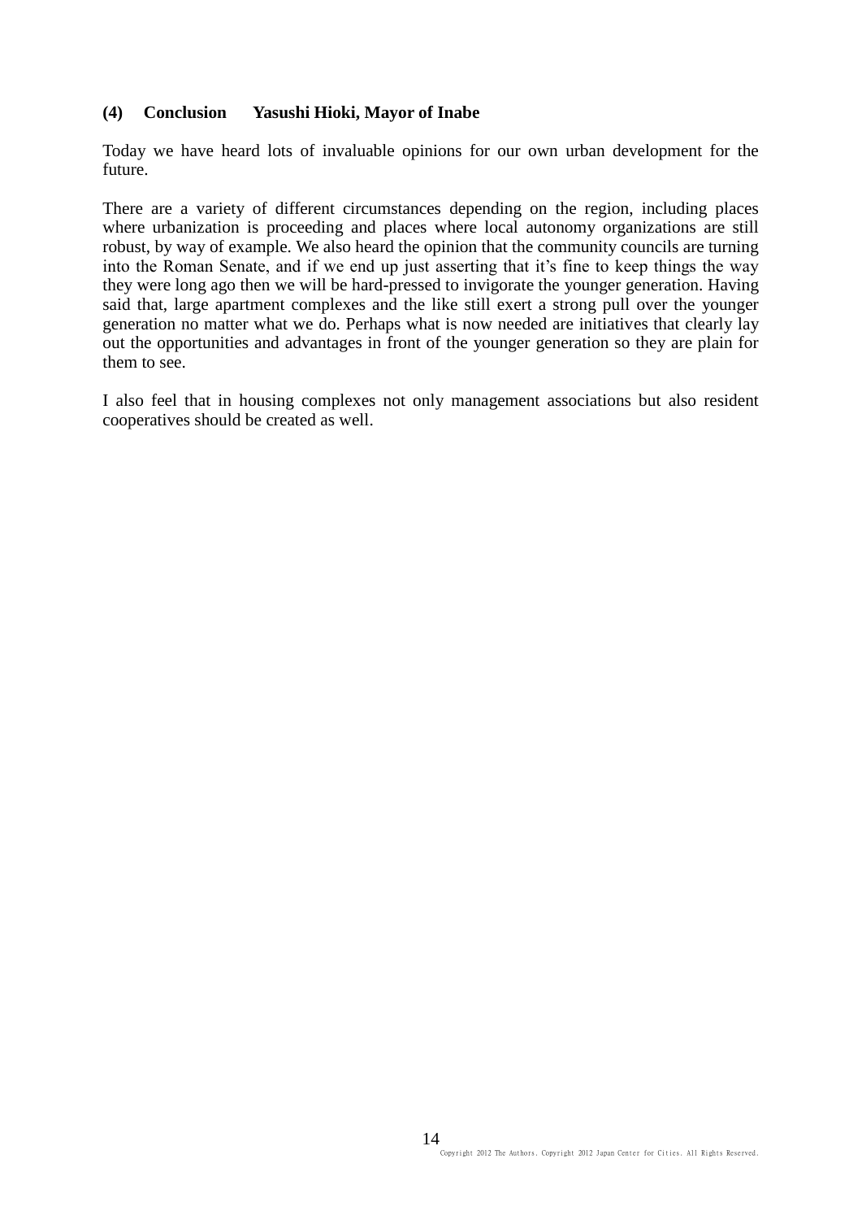### (4) Conclusion Yasushi Hioki, Mayor of Inabe

Today we have heard lots of invaluable opinions for our own urban development for the future.

There are a variety of different circumstances depending on the region, including places where urbanization is proceeding and places where local autonomy organizations are still robust, by way of example. We also heard the opinion that the community councils are turning into the Roman Senate, and if we end up just asserting that it's fine to keep things the way they were long ago then we will be hard-pressed to invigorate the younger generation. Having said that, large apartment complexes and the like still exert a strong pull over the younger generation no matter what we do. Perhaps what is now needed are initiatives that clearly lay out the opportunities and advantages in front of the younger generation so they are plain for them to see.

I also feel that in housing complexes not only management associations but also resident cooperatives should be created as well.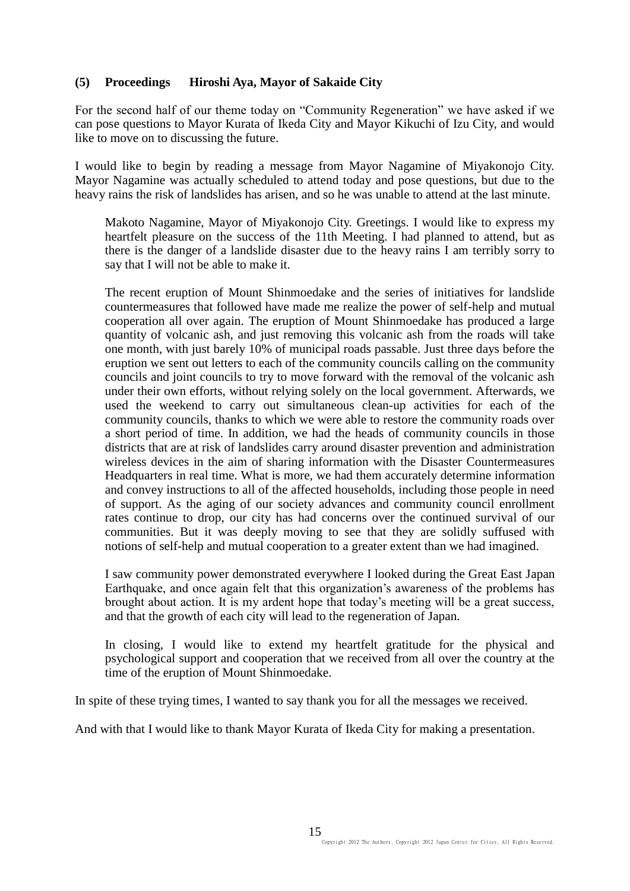### (5) Proceedings  Hiroshi Aya, Mayor of Sakaide City

For the second half of our theme today on "Community Regeneration" we have asked if we can pose questions to Mayor Kurata of Ikeda City and Mayor Kikuchi of Izu City, and would like to move on to discussing the future.

I would like to begin by reading a message from Mayor Nagamine of Miyakonojo City. Mayor Nagamine was actually scheduled to attend today and pose questions, but due to the heavy rains the risk of landslides has arisen, and so he was unable to attend at the last minute.

> Makoto Nagamine, Mayor of Miyakonojo City. Greetings. I would like to express my heartfelt pleasure on the success of the 11th Meeting. I had planned to attend, but as there is the danger of a landslide disaster due to the heavy rains I am terribly sorry to say that I will not be able to make it.
>
> The recent eruption of Mount Shinmoedake and the series of initiatives for landslide countermeasures that followed have made me realize the power of self-help and mutual cooperation all over again. The eruption of Mount Shinmoedake has produced a large quantity of volcanic ash, and just removing this volcanic ash from the roads will take one month, with just barely 10% of municipal roads passable. Just three days before the eruption we sent out letters to each of the community councils calling on the community councils and joint councils to try to move forward with the removal of the volcanic ash under their own efforts, without relying solely on the local government. Afterwards, we used the weekend to carry out simultaneous clean-up activities for each of the community councils, thanks to which we were able to restore the community roads over a short period of time. In addition, we had the heads of community councils in those districts that are at risk of landslides carry around disaster prevention and administration wireless devices in the aim of sharing information with the Disaster Countermeasures Headquarters in real time. What is more, we had them accurately determine information and convey instructions to all of the affected households, including those people in need of support. As the aging of our society advances and community council enrollment rates continue to drop, our city has had concerns over the continued survival of our communities. But it was deeply moving to see that they are solidly suffused with notions of self-help and mutual cooperation to a greater extent than we had imagined.
>
> I saw community power demonstrated everywhere I looked during the Great East Japan Earthquake, and once again felt that this organization's awareness of the problems has brought about action. It is my ardent hope that today's meeting will be a great success, and that the growth of each city will lead to the regeneration of Japan.
>
> In closing, I would like to extend my heartfelt gratitude for the physical and psychological support and cooperation that we received from all over the country at the time of the eruption of Mount Shinmoedake.

In spite of these trying times, I wanted to say thank you for all the messages we received.

And with that I would like to thank Mayor Kurata of Ikeda City for making a presentation.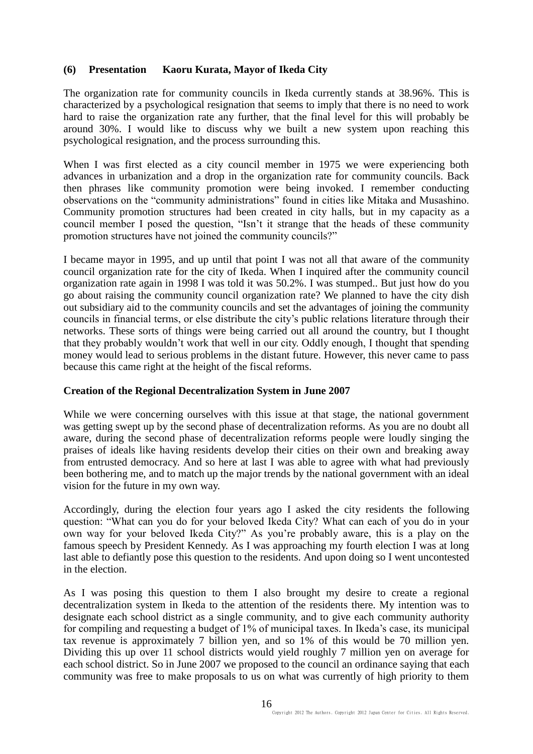### (6) Presentation Kaoru Kurata, Mayor of Ikeda City

The organization rate for community councils in Ikeda currently stands at 38.96%. This is characterized by a psychological resignation that seems to imply that there is no need to work hard to raise the organization rate any further, that the final level for this will probably be around 30%. I would like to discuss why we built a new system upon reaching this psychological resignation, and the process surrounding this.

When I was first elected as a city council member in 1975 we were experiencing both advances in urbanization and a drop in the organization rate for community councils. Back then phrases like community promotion were being invoked. I remember conducting observations on the "community administrations" found in cities like Mitaka and Musashino. Community promotion structures had been created in city halls, but in my capacity as a council member I posed the question, "Isn't it strange that the heads of these community promotion structures have not joined the community councils?"

I became mayor in 1995, and up until that point I was not all that aware of the community council organization rate for the city of Ikeda. When I inquired after the community council organization rate again in 1998 I was told it was 50.2%. I was stumped.. But just how do you go about raising the community council organization rate? We planned to have the city dish out subsidiary aid to the community councils and set the advantages of joining the community councils in financial terms, or else distribute the city's public relations literature through their networks. These sorts of things were being carried out all around the country, but I thought that they probably wouldn't work that well in our city. Oddly enough, I thought that spending money would lead to serious problems in the distant future. However, this never came to pass because this came right at the height of the fiscal reforms.

**Creation of the Regional Decentralization System in June 2007**

While we were concerning ourselves with this issue at that stage, the national government was getting swept up by the second phase of decentralization reforms. As you are no doubt all aware, during the second phase of decentralization reforms people were loudly singing the praises of ideals like having residents develop their cities on their own and breaking away from entrusted democracy. And so here at last I was able to agree with what had previously been bothering me, and to match up the major trends by the national government with an ideal vision for the future in my own way.

Accordingly, during the election four years ago I asked the city residents the following question: "What can you do for your beloved Ikeda City? What can each of you do in your own way for your beloved Ikeda City?" As you're probably aware, this is a play on the famous speech by President Kennedy. As I was approaching my fourth election I was at long last able to defiantly pose this question to the residents. And upon doing so I went uncontested in the election.

As I was posing this question to them I also brought my desire to create a regional decentralization system in Ikeda to the attention of the residents there. My intention was to designate each school district as a single community, and to give each community authority for compiling and requesting a budget of 1% of municipal taxes. In Ikeda's case, its municipal tax revenue is approximately 7 billion yen, and so 1% of this would be 70 million yen. Dividing this up over 11 school districts would yield roughly 7 million yen on average for each school district. So in June 2007 we proposed to the council an ordinance saying that each community was free to make proposals to us on what was currently of high priority to them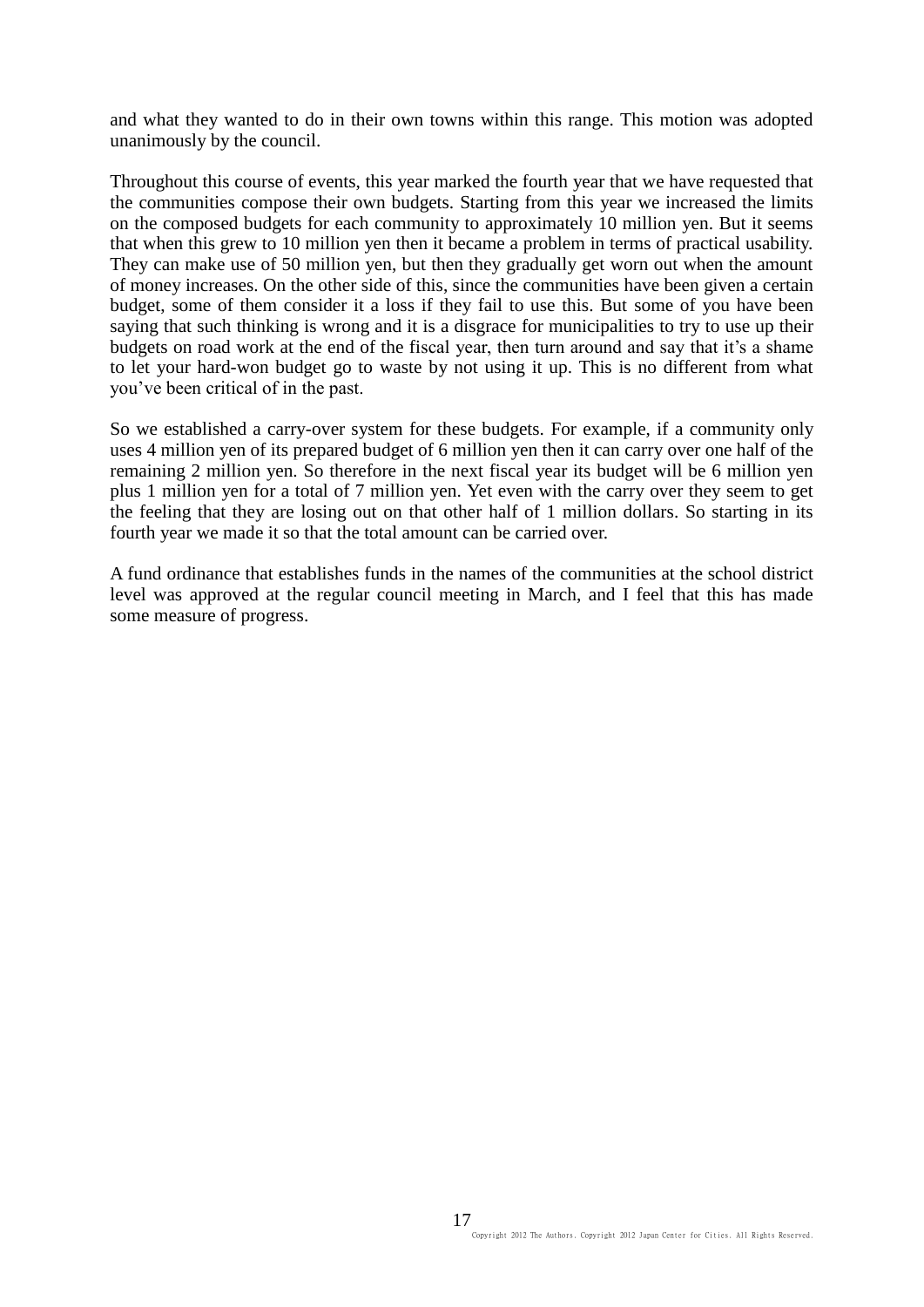and what they wanted to do in their own towns within this range. This motion was adopted unanimously by the council.

Throughout this course of events, this year marked the fourth year that we have requested that the communities compose their own budgets. Starting from this year we increased the limits on the composed budgets for each community to approximately 10 million yen. But it seems that when this grew to 10 million yen then it became a problem in terms of practical usability. They can make use of 50 million yen, but then they gradually get worn out when the amount of money increases. On the other side of this, since the communities have been given a certain budget, some of them consider it a loss if they fail to use this. But some of you have been saying that such thinking is wrong and it is a disgrace for municipalities to try to use up their budgets on road work at the end of the fiscal year, then turn around and say that it's a shame to let your hard-won budget go to waste by not using it up. This is no different from what you've been critical of in the past.

So we established a carry-over system for these budgets. For example, if a community only uses 4 million yen of its prepared budget of 6 million yen then it can carry over one half of the remaining 2 million yen. So therefore in the next fiscal year its budget will be 6 million yen plus 1 million yen for a total of 7 million yen. Yet even with the carry over they seem to get the feeling that they are losing out on that other half of 1 million dollars. So starting in its fourth year we made it so that the total amount can be carried over.

A fund ordinance that establishes funds in the names of the communities at the school district level was approved at the regular council meeting in March, and I feel that this has made some measure of progress.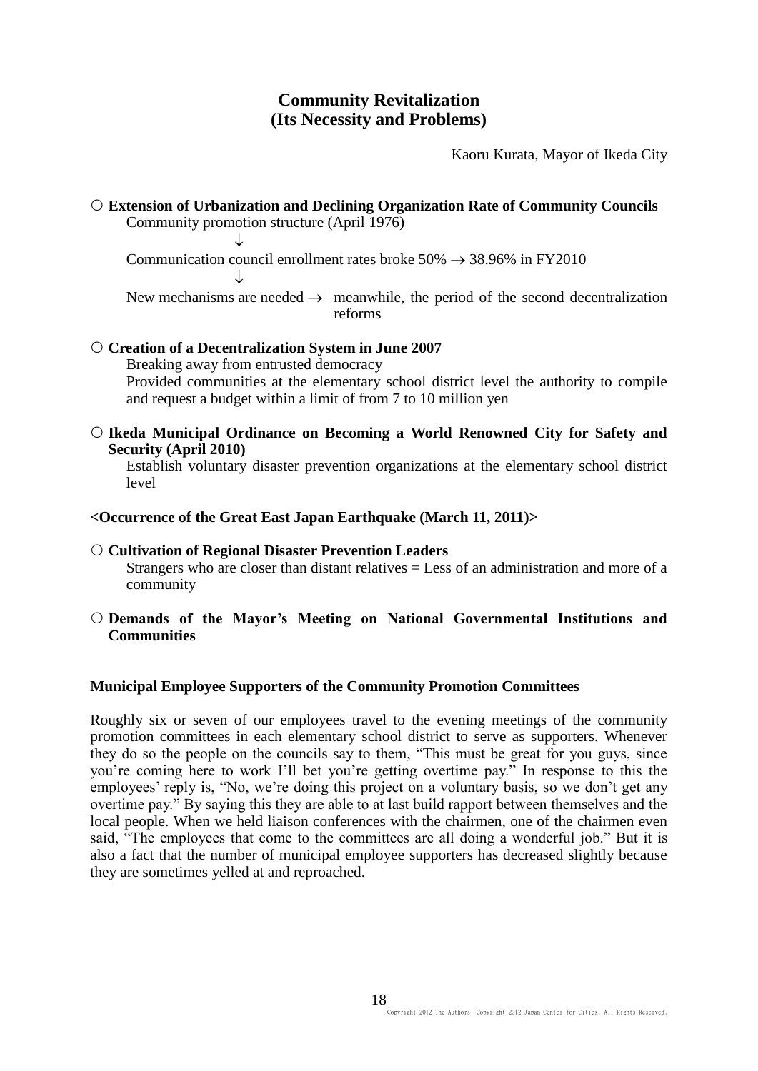# Community Revitalization
# (Its Necessity and Problems)

Kaoru Kurata, Mayor of Ikeda City

○ **Extension of Urbanization and Declining Organization Rate of Community Councils**

Community promotion structure (April 1976)

↓

Communication council enrollment rates broke 50% → 38.96% in FY2010

↓

New mechanisms are needed → meanwhile, the period of the second decentralization reforms

○ **Creation of a Decentralization System in June 2007**

Breaking away from entrusted democracy

Provided communities at the elementary school district level the authority to compile and request a budget within a limit of from 7 to 10 million yen

○ **Ikeda Municipal Ordinance on Becoming a World Renowned City for Safety and Security (April 2010)**

Establish voluntary disaster prevention organizations at the elementary school district level

**<Occurrence of the Great East Japan Earthquake (March 11, 2011)>**

○ **Cultivation of Regional Disaster Prevention Leaders**

Strangers who are closer than distant relatives = Less of an administration and more of a community

○ **Demands of the Mayor's Meeting on National Governmental Institutions and Communities**

**Municipal Employee Supporters of the Community Promotion Committees**

Roughly six or seven of our employees travel to the evening meetings of the community promotion committees in each elementary school district to serve as supporters. Whenever they do so the people on the councils say to them, "This must be great for you guys, since you're coming here to work I'll bet you're getting overtime pay." In response to this the employees' reply is, "No, we're doing this project on a voluntary basis, so we don't get any overtime pay." By saying this they are able to at last build rapport between themselves and the local people. When we held liaison conferences with the chairmen, one of the chairmen even said, "The employees that come to the committees are all doing a wonderful job." But it is also a fact that the number of municipal employee supporters has decreased slightly because they are sometimes yelled at and reproached.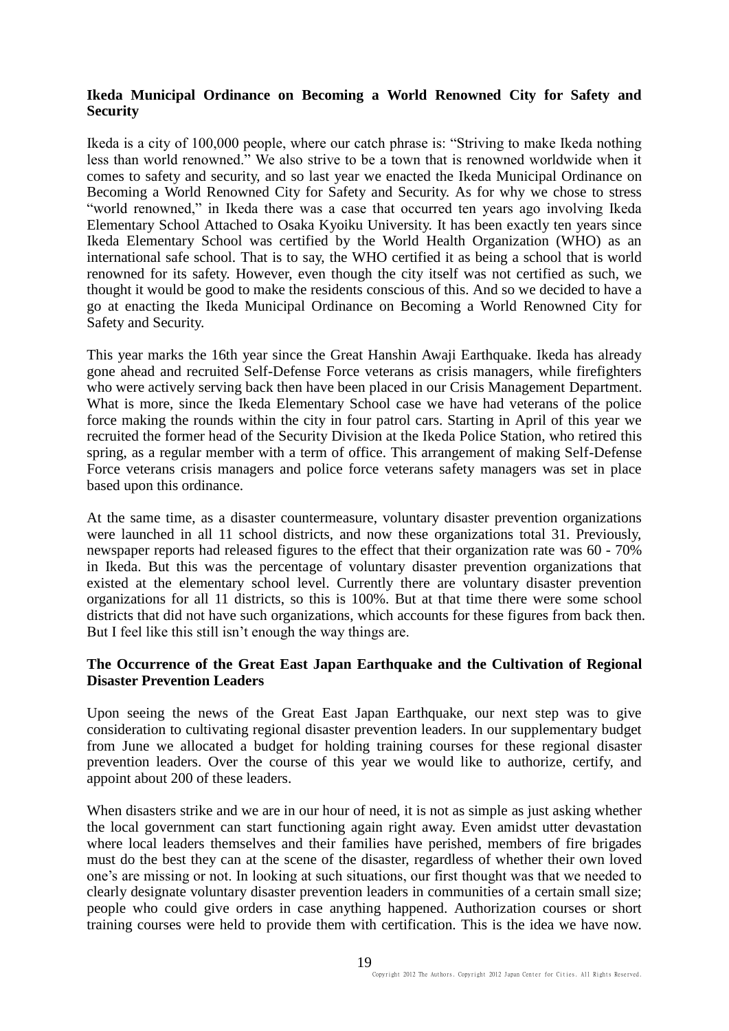**Ikeda Municipal Ordinance on Becoming a World Renowned City for Safety and Security**

Ikeda is a city of 100,000 people, where our catch phrase is: "Striving to make Ikeda nothing less than world renowned." We also strive to be a town that is renowned worldwide when it comes to safety and security, and so last year we enacted the Ikeda Municipal Ordinance on Becoming a World Renowned City for Safety and Security. As for why we chose to stress "world renowned," in Ikeda there was a case that occurred ten years ago involving Ikeda Elementary School Attached to Osaka Kyoiku University. It has been exactly ten years since Ikeda Elementary School was certified by the World Health Organization (WHO) as an international safe school. That is to say, the WHO certified it as being a school that is world renowned for its safety. However, even though the city itself was not certified as such, we thought it would be good to make the residents conscious of this. And so we decided to have a go at enacting the Ikeda Municipal Ordinance on Becoming a World Renowned City for Safety and Security.

This year marks the 16th year since the Great Hanshin Awaji Earthquake. Ikeda has already gone ahead and recruited Self-Defense Force veterans as crisis managers, while firefighters who were actively serving back then have been placed in our Crisis Management Department. What is more, since the Ikeda Elementary School case we have had veterans of the police force making the rounds within the city in four patrol cars. Starting in April of this year we recruited the former head of the Security Division at the Ikeda Police Station, who retired this spring, as a regular member with a term of office. This arrangement of making Self-Defense Force veterans crisis managers and police force veterans safety managers was set in place based upon this ordinance.

At the same time, as a disaster countermeasure, voluntary disaster prevention organizations were launched in all 11 school districts, and now these organizations total 31. Previously, newspaper reports had released figures to the effect that their organization rate was 60 - 70% in Ikeda. But this was the percentage of voluntary disaster prevention organizations that existed at the elementary school level. Currently there are voluntary disaster prevention organizations for all 11 districts, so this is 100%. But at that time there were some school districts that did not have such organizations, which accounts for these figures from back then. But I feel like this still isn't enough the way things are.

**The Occurrence of the Great East Japan Earthquake and the Cultivation of Regional Disaster Prevention Leaders**

Upon seeing the news of the Great East Japan Earthquake, our next step was to give consideration to cultivating regional disaster prevention leaders. In our supplementary budget from June we allocated a budget for holding training courses for these regional disaster prevention leaders. Over the course of this year we would like to authorize, certify, and appoint about 200 of these leaders.

When disasters strike and we are in our hour of need, it is not as simple as just asking whether the local government can start functioning again right away. Even amidst utter devastation where local leaders themselves and their families have perished, members of fire brigades must do the best they can at the scene of the disaster, regardless of whether their own loved one's are missing or not. In looking at such situations, our first thought was that we needed to clearly designate voluntary disaster prevention leaders in communities of a certain small size; people who could give orders in case anything happened. Authorization courses or short training courses were held to provide them with certification. This is the idea we have now.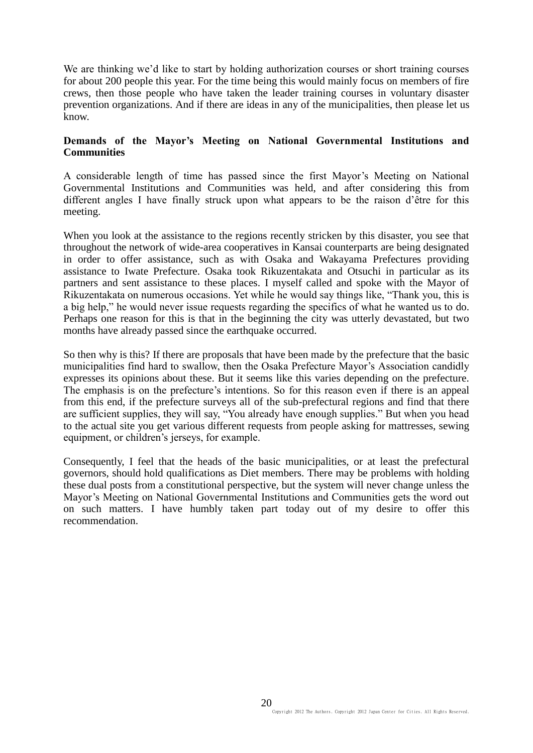We are thinking we'd like to start by holding authorization courses or short training courses for about 200 people this year. For the time being this would mainly focus on members of fire crews, then those people who have taken the leader training courses in voluntary disaster prevention organizations. And if there are ideas in any of the municipalities, then please let us know.

**Demands of the Mayor's Meeting on National Governmental Institutions and Communities**

A considerable length of time has passed since the first Mayor's Meeting on National Governmental Institutions and Communities was held, and after considering this from different angles I have finally struck upon what appears to be the raison d'être for this meeting.

When you look at the assistance to the regions recently stricken by this disaster, you see that throughout the network of wide-area cooperatives in Kansai counterparts are being designated in order to offer assistance, such as with Osaka and Wakayama Prefectures providing assistance to Iwate Prefecture. Osaka took Rikuzentakata and Otsuchi in particular as its partners and sent assistance to these places. I myself called and spoke with the Mayor of Rikuzentakata on numerous occasions. Yet while he would say things like, "Thank you, this is a big help," he would never issue requests regarding the specifics of what he wanted us to do. Perhaps one reason for this is that in the beginning the city was utterly devastated, but two months have already passed since the earthquake occurred.

So then why is this? If there are proposals that have been made by the prefecture that the basic municipalities find hard to swallow, then the Osaka Prefecture Mayor's Association candidly expresses its opinions about these. But it seems like this varies depending on the prefecture. The emphasis is on the prefecture's intentions. So for this reason even if there is an appeal from this end, if the prefecture surveys all of the sub-prefectural regions and find that there are sufficient supplies, they will say, "You already have enough supplies." But when you head to the actual site you get various different requests from people asking for mattresses, sewing equipment, or children's jerseys, for example.

Consequently, I feel that the heads of the basic municipalities, or at least the prefectural governors, should hold qualifications as Diet members. There may be problems with holding these dual posts from a constitutional perspective, but the system will never change unless the Mayor's Meeting on National Governmental Institutions and Communities gets the word out on such matters. I have humbly taken part today out of my desire to offer this recommendation.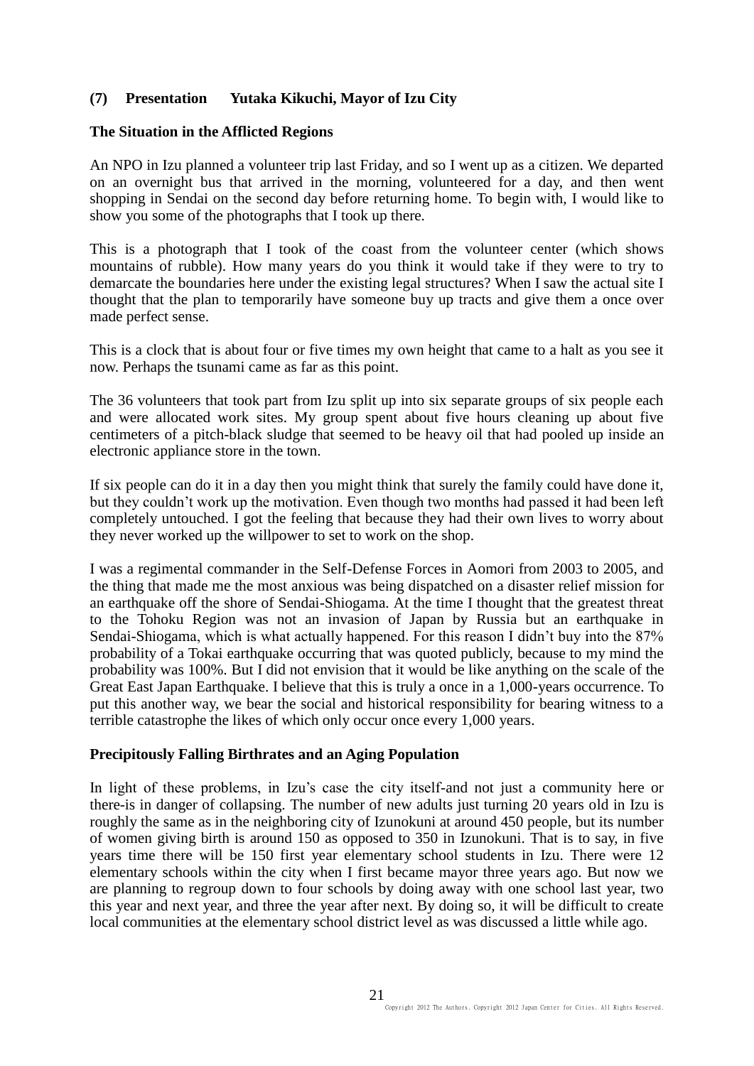### (7) Presentation Yutaka Kikuchi, Mayor of Izu City

**The Situation in the Afflicted Regions**

An NPO in Izu planned a volunteer trip last Friday, and so I went up as a citizen. We departed on an overnight bus that arrived in the morning, volunteered for a day, and then went shopping in Sendai on the second day before returning home. To begin with, I would like to show you some of the photographs that I took up there.

This is a photograph that I took of the coast from the volunteer center (which shows mountains of rubble). How many years do you think it would take if they were to try to demarcate the boundaries here under the existing legal structures? When I saw the actual site I thought that the plan to temporarily have someone buy up tracts and give them a once over made perfect sense.

This is a clock that is about four or five times my own height that came to a halt as you see it now. Perhaps the tsunami came as far as this point.

The 36 volunteers that took part from Izu split up into six separate groups of six people each and were allocated work sites. My group spent about five hours cleaning up about five centimeters of a pitch-black sludge that seemed to be heavy oil that had pooled up inside an electronic appliance store in the town.

If six people can do it in a day then you might think that surely the family could have done it, but they couldn't work up the motivation. Even though two months had passed it had been left completely untouched. I got the feeling that because they had their own lives to worry about they never worked up the willpower to set to work on the shop.

I was a regimental commander in the Self-Defense Forces in Aomori from 2003 to 2005, and the thing that made me the most anxious was being dispatched on a disaster relief mission for an earthquake off the shore of Sendai-Shiogama. At the time I thought that the greatest threat to the Tohoku Region was not an invasion of Japan by Russia but an earthquake in Sendai-Shiogama, which is what actually happened. For this reason I didn't buy into the 87% probability of a Tokai earthquake occurring that was quoted publicly, because to my mind the probability was 100%. But I did not envision that it would be like anything on the scale of the Great East Japan Earthquake. I believe that this is truly a once in a 1,000-years occurrence. To put this another way, we bear the social and historical responsibility for bearing witness to a terrible catastrophe the likes of which only occur once every 1,000 years.

**Precipitously Falling Birthrates and an Aging Population**

In light of these problems, in Izu's case the city itself-and not just a community here or there-is in danger of collapsing. The number of new adults just turning 20 years old in Izu is roughly the same as in the neighboring city of Izunokuni at around 450 people, but its number of women giving birth is around 150 as opposed to 350 in Izunokuni. That is to say, in five years time there will be 150 first year elementary school students in Izu. There were 12 elementary schools within the city when I first became mayor three years ago. But now we are planning to regroup down to four schools by doing away with one school last year, two this year and next year, and three the year after next. By doing so, it will be difficult to create local communities at the elementary school district level as was discussed a little while ago.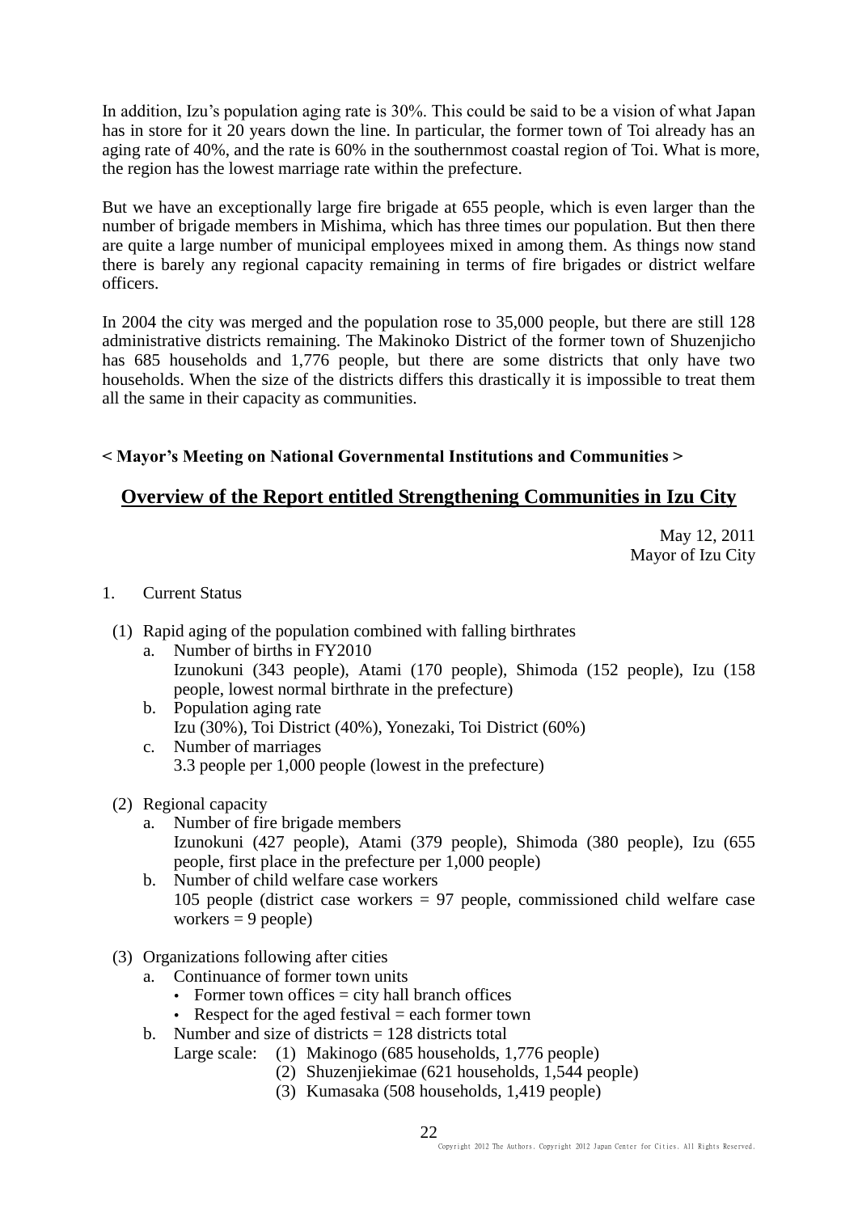In addition, Izu's population aging rate is 30%. This could be said to be a vision of what Japan has in store for it 20 years down the line. In particular, the former town of Toi already has an aging rate of 40%, and the rate is 60% in the southernmost coastal region of Toi. What is more, the region has the lowest marriage rate within the prefecture.

But we have an exceptionally large fire brigade at 655 people, which is even larger than the number of brigade members in Mishima, which has three times our population. But then there are quite a large number of municipal employees mixed in among them. As things now stand there is barely any regional capacity remaining in terms of fire brigades or district welfare officers.

In 2004 the city was merged and the population rose to 35,000 people, but there are still 128 administrative districts remaining. The Makinoko District of the former town of Shuzenjicho has 685 households and 1,776 people, but there are some districts that only have two households. When the size of the districts differs this drastically it is impossible to treat them all the same in their capacity as communities.

**< Mayor's Meeting on National Governmental Institutions and Communities >**

## Overview of the Report entitled Strengthening Communities in Izu City

May 12, 2011
Mayor of Izu City

1. Current Status

(1) Rapid aging of the population combined with falling birthrates
   a. Number of births in FY2010
      Izunokuni (343 people), Atami (170 people), Shimoda (152 people), Izu (158 people, lowest normal birthrate in the prefecture)
   b. Population aging rate
      Izu (30%), Toi District (40%), Yonezaki, Toi District (60%)
   c. Number of marriages
      3.3 people per 1,000 people (lowest in the prefecture)

(2) Regional capacity
   a. Number of fire brigade members
      Izunokuni (427 people), Atami (379 people), Shimoda (380 people), Izu (655 people, first place in the prefecture per 1,000 people)
   b. Number of child welfare case workers
      105 people (district case workers = 97 people, commissioned child welfare case workers = 9 people)

(3) Organizations following after cities
   a. Continuance of former town units
      - Former town offices = city hall branch offices
      - Respect for the aged festival = each former town
   b. Number and size of districts = 128 districts total
      Large scale: (1) Makinogo (685 households, 1,776 people)
      (2) Shuzenjiekimae (621 households, 1,544 people)
      (3) Kumasaka (508 households, 1,419 people)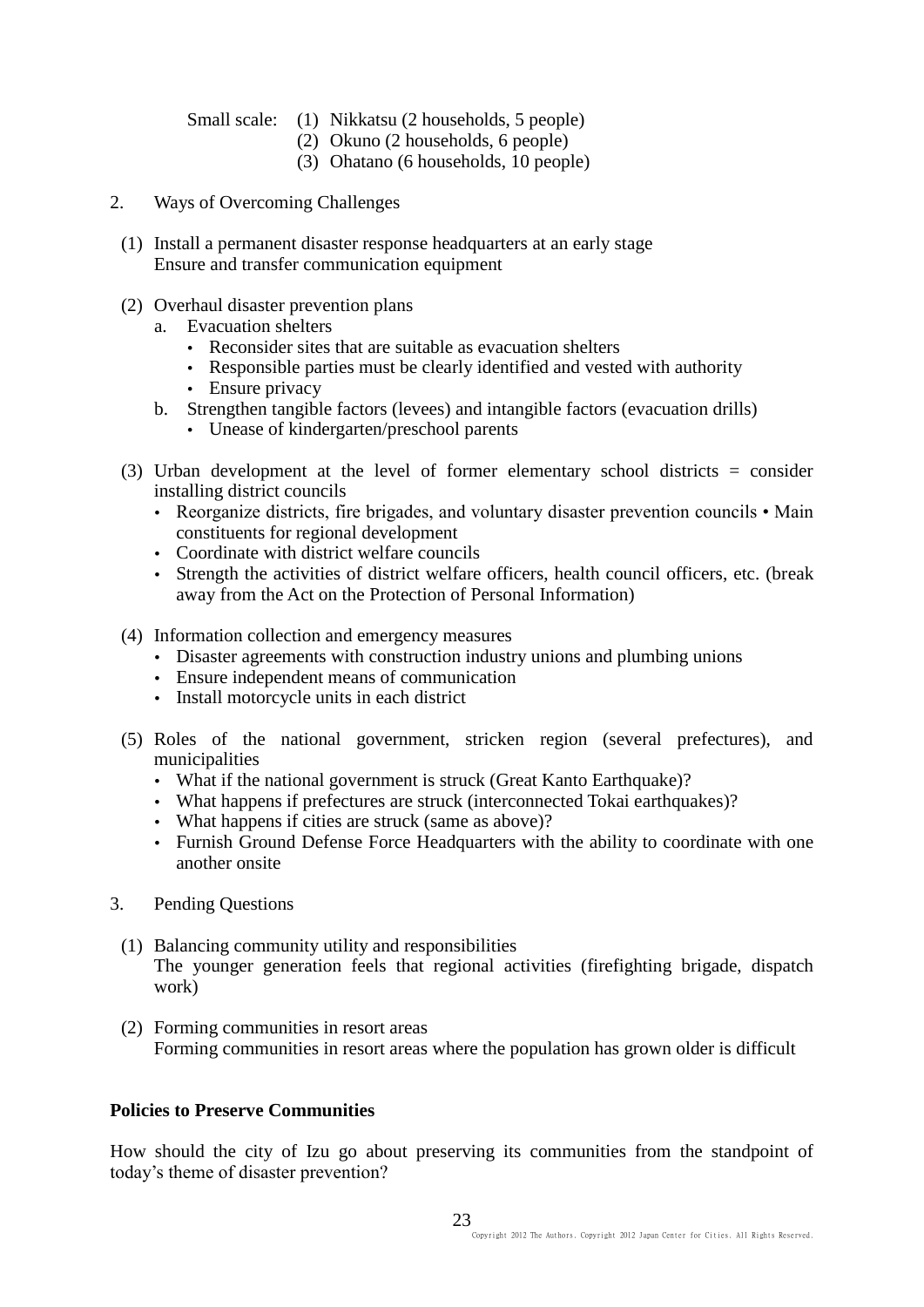Small scale: (1) Nikkatsu (2 households, 5 people)
(2) Okuno (2 households, 6 people)
(3) Ohatano (6 households, 10 people)

2. Ways of Overcoming Challenges

(1) Install a permanent disaster response headquarters at an early stage
Ensure and transfer communication equipment

(2) Overhaul disaster prevention plans
   a. Evacuation shelters
      - Reconsider sites that are suitable as evacuation shelters
      - Responsible parties must be clearly identified and vested with authority
      - Ensure privacy
   b. Strengthen tangible factors (levees) and intangible factors (evacuation drills)
      - Unease of kindergarten/preschool parents

(3) Urban development at the level of former elementary school districts = consider installing district councils
   - Reorganize districts, fire brigades, and voluntary disaster prevention councils • Main constituents for regional development
   - Coordinate with district welfare councils
   - Strength the activities of district welfare officers, health council officers, etc. (break away from the Act on the Protection of Personal Information)

(4) Information collection and emergency measures
   - Disaster agreements with construction industry unions and plumbing unions
   - Ensure independent means of communication
   - Install motorcycle units in each district

(5) Roles of the national government, stricken region (several prefectures), and municipalities
   - What if the national government is struck (Great Kanto Earthquake)?
   - What happens if prefectures are struck (interconnected Tokai earthquakes)?
   - What happens if cities are struck (same as above)?
   - Furnish Ground Defense Force Headquarters with the ability to coordinate with one another onsite

3. Pending Questions

(1) Balancing community utility and responsibilities
The younger generation feels that regional activities (firefighting brigade, dispatch work)

(2) Forming communities in resort areas
Forming communities in resort areas where the population has grown older is difficult

**Policies to Preserve Communities**

How should the city of Izu go about preserving its communities from the standpoint of today's theme of disaster prevention?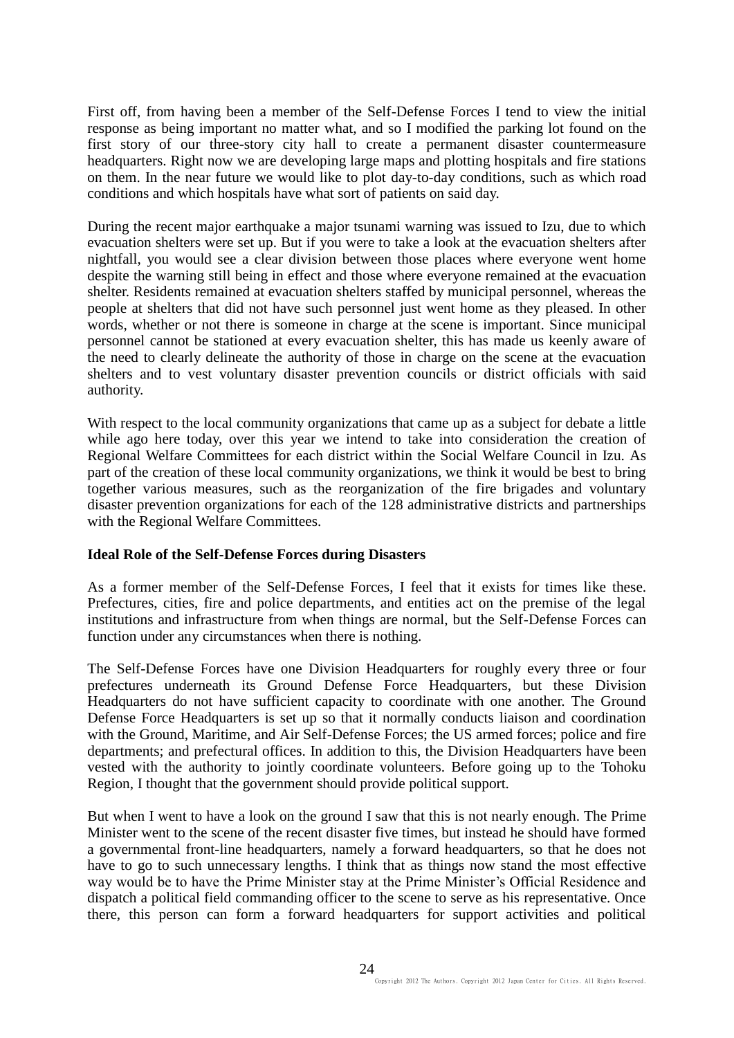First off, from having been a member of the Self-Defense Forces I tend to view the initial response as being important no matter what, and so I modified the parking lot found on the first story of our three-story city hall to create a permanent disaster countermeasure headquarters. Right now we are developing large maps and plotting hospitals and fire stations on them. In the near future we would like to plot day-to-day conditions, such as which road conditions and which hospitals have what sort of patients on said day.

During the recent major earthquake a major tsunami warning was issued to Izu, due to which evacuation shelters were set up. But if you were to take a look at the evacuation shelters after nightfall, you would see a clear division between those places where everyone went home despite the warning still being in effect and those where everyone remained at the evacuation shelter. Residents remained at evacuation shelters staffed by municipal personnel, whereas the people at shelters that did not have such personnel just went home as they pleased. In other words, whether or not there is someone in charge at the scene is important. Since municipal personnel cannot be stationed at every evacuation shelter, this has made us keenly aware of the need to clearly delineate the authority of those in charge on the scene at the evacuation shelters and to vest voluntary disaster prevention councils or district officials with said authority.

With respect to the local community organizations that came up as a subject for debate a little while ago here today, over this year we intend to take into consideration the creation of Regional Welfare Committees for each district within the Social Welfare Council in Izu. As part of the creation of these local community organizations, we think it would be best to bring together various measures, such as the reorganization of the fire brigades and voluntary disaster prevention organizations for each of the 128 administrative districts and partnerships with the Regional Welfare Committees.

**Ideal Role of the Self-Defense Forces during Disasters**

As a former member of the Self-Defense Forces, I feel that it exists for times like these. Prefectures, cities, fire and police departments, and entities act on the premise of the legal institutions and infrastructure from when things are normal, but the Self-Defense Forces can function under any circumstances when there is nothing.

The Self-Defense Forces have one Division Headquarters for roughly every three or four prefectures underneath its Ground Defense Force Headquarters, but these Division Headquarters do not have sufficient capacity to coordinate with one another. The Ground Defense Force Headquarters is set up so that it normally conducts liaison and coordination with the Ground, Maritime, and Air Self-Defense Forces; the US armed forces; police and fire departments; and prefectural offices. In addition to this, the Division Headquarters have been vested with the authority to jointly coordinate volunteers. Before going up to the Tohoku Region, I thought that the government should provide political support.

But when I went to have a look on the ground I saw that this is not nearly enough. The Prime Minister went to the scene of the recent disaster five times, but instead he should have formed a governmental front-line headquarters, namely a forward headquarters, so that he does not have to go to such unnecessary lengths. I think that as things now stand the most effective way would be to have the Prime Minister stay at the Prime Minister's Official Residence and dispatch a political field commanding officer to the scene to serve as his representative. Once there, this person can form a forward headquarters for support activities and political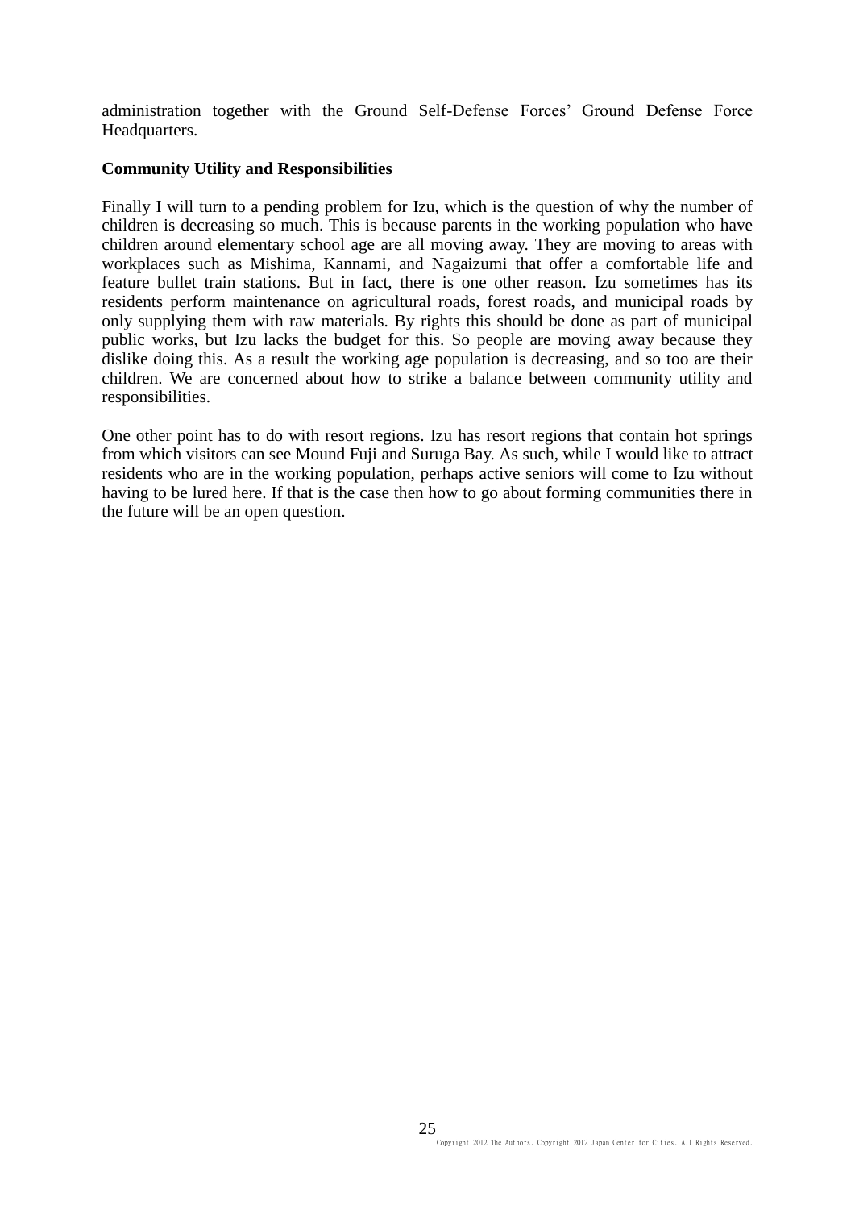administration together with the Ground Self-Defense Forces' Ground Defense Force Headquarters.

**Community Utility and Responsibilities**

Finally I will turn to a pending problem for Izu, which is the question of why the number of children is decreasing so much. This is because parents in the working population who have children around elementary school age are all moving away. They are moving to areas with workplaces such as Mishima, Kannami, and Nagaizumi that offer a comfortable life and feature bullet train stations. But in fact, there is one other reason. Izu sometimes has its residents perform maintenance on agricultural roads, forest roads, and municipal roads by only supplying them with raw materials. By rights this should be done as part of municipal public works, but Izu lacks the budget for this. So people are moving away because they dislike doing this. As a result the working age population is decreasing, and so too are their children. We are concerned about how to strike a balance between community utility and responsibilities.

One other point has to do with resort regions. Izu has resort regions that contain hot springs from which visitors can see Mound Fuji and Suruga Bay. As such, while I would like to attract residents who are in the working population, perhaps active seniors will come to Izu without having to be lured here. If that is the case then how to go about forming communities there in the future will be an open question.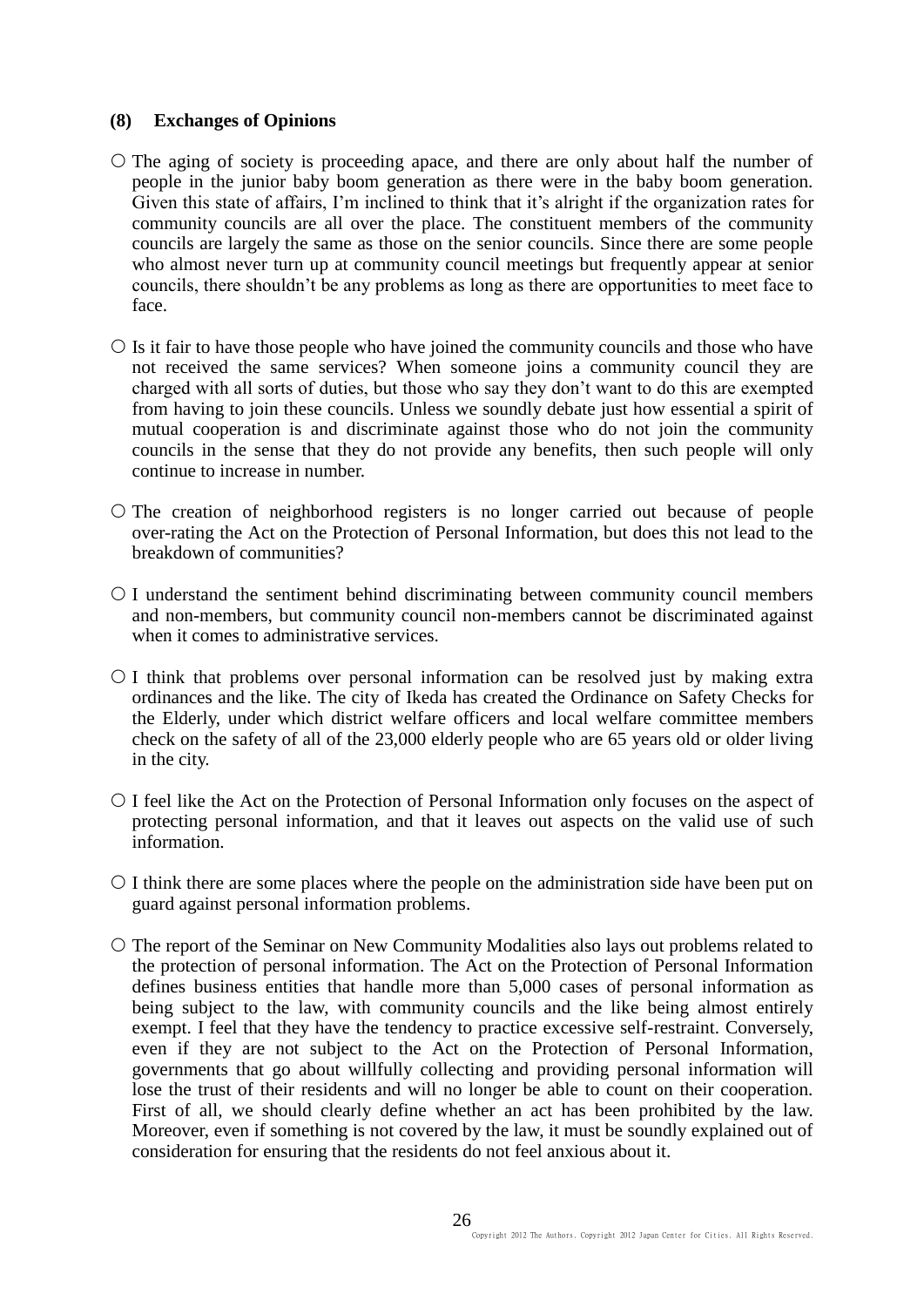### (8) Exchanges of Opinions

○ The aging of society is proceeding apace, and there are only about half the number of people in the junior baby boom generation as there were in the baby boom generation. Given this state of affairs, I'm inclined to think that it's alright if the organization rates for community councils are all over the place. The constituent members of the community councils are largely the same as those on the senior councils. Since there are some people who almost never turn up at community council meetings but frequently appear at senior councils, there shouldn't be any problems as long as there are opportunities to meet face to face.

○ Is it fair to have those people who have joined the community councils and those who have not received the same services? When someone joins a community council they are charged with all sorts of duties, but those who say they don't want to do this are exempted from having to join these councils. Unless we soundly debate just how essential a spirit of mutual cooperation is and discriminate against those who do not join the community councils in the sense that they do not provide any benefits, then such people will only continue to increase in number.

○ The creation of neighborhood registers is no longer carried out because of people over-rating the Act on the Protection of Personal Information, but does this not lead to the breakdown of communities?

○ I understand the sentiment behind discriminating between community council members and non-members, but community council non-members cannot be discriminated against when it comes to administrative services.

○ I think that problems over personal information can be resolved just by making extra ordinances and the like. The city of Ikeda has created the Ordinance on Safety Checks for the Elderly, under which district welfare officers and local welfare committee members check on the safety of all of the 23,000 elderly people who are 65 years old or older living in the city.

○ I feel like the Act on the Protection of Personal Information only focuses on the aspect of protecting personal information, and that it leaves out aspects on the valid use of such information.

○ I think there are some places where the people on the administration side have been put on guard against personal information problems.

○ The report of the Seminar on New Community Modalities also lays out problems related to the protection of personal information. The Act on the Protection of Personal Information defines business entities that handle more than 5,000 cases of personal information as being subject to the law, with community councils and the like being almost entirely exempt. I feel that they have the tendency to practice excessive self-restraint. Conversely, even if they are not subject to the Act on the Protection of Personal Information, governments that go about willfully collecting and providing personal information will lose the trust of their residents and will no longer be able to count on their cooperation. First of all, we should clearly define whether an act has been prohibited by the law. Moreover, even if something is not covered by the law, it must be soundly explained out of consideration for ensuring that the residents do not feel anxious about it.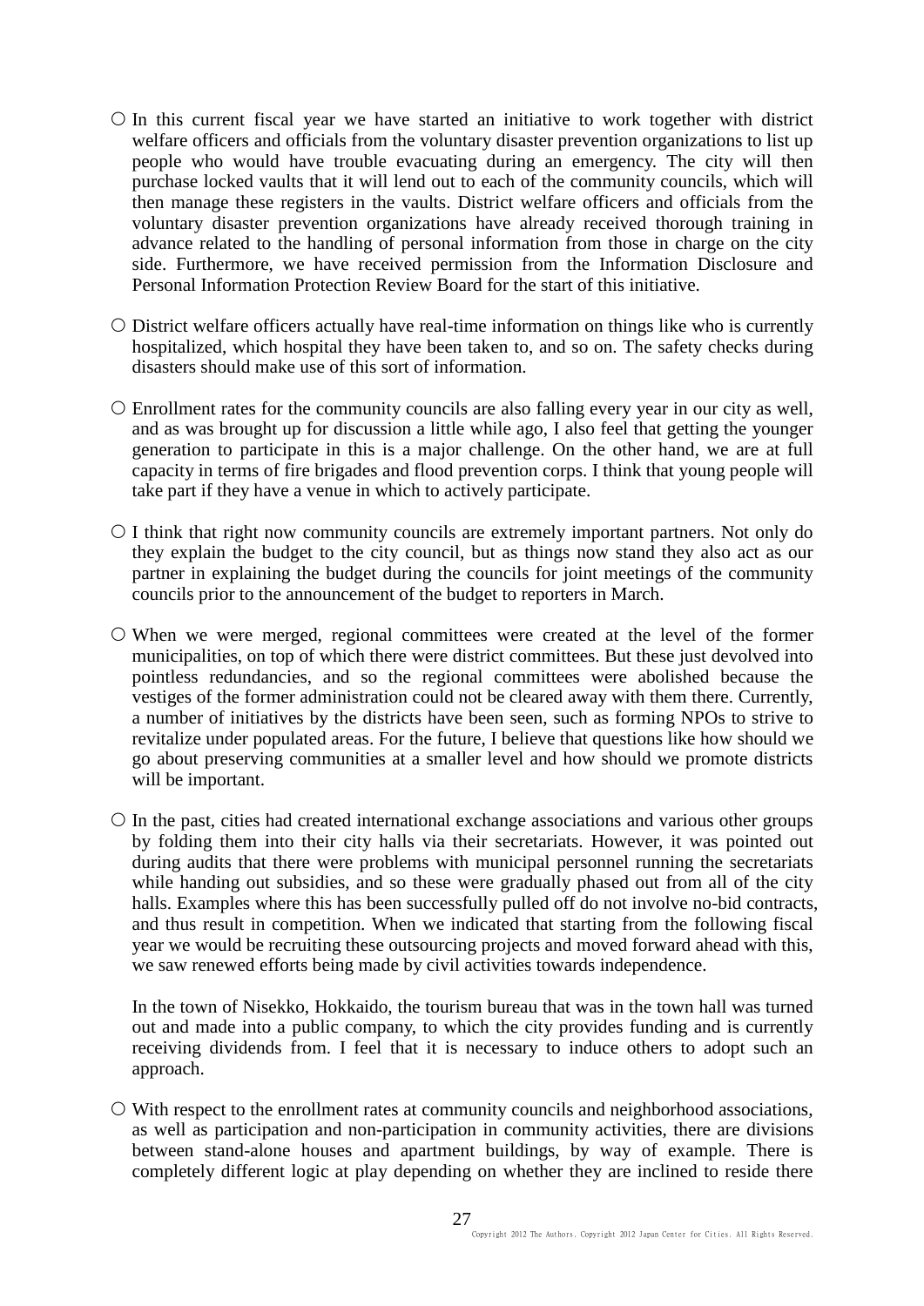○ In this current fiscal year we have started an initiative to work together with district welfare officers and officials from the voluntary disaster prevention organizations to list up people who would have trouble evacuating during an emergency. The city will then purchase locked vaults that it will lend out to each of the community councils, which will then manage these registers in the vaults. District welfare officers and officials from the voluntary disaster prevention organizations have already received thorough training in advance related to the handling of personal information from those in charge on the city side. Furthermore, we have received permission from the Information Disclosure and Personal Information Protection Review Board for the start of this initiative.

○ District welfare officers actually have real-time information on things like who is currently hospitalized, which hospital they have been taken to, and so on. The safety checks during disasters should make use of this sort of information.

○ Enrollment rates for the community councils are also falling every year in our city as well, and as was brought up for discussion a little while ago, I also feel that getting the younger generation to participate in this is a major challenge. On the other hand, we are at full capacity in terms of fire brigades and flood prevention corps. I think that young people will take part if they have a venue in which to actively participate.

○ I think that right now community councils are extremely important partners. Not only do they explain the budget to the city council, but as things now stand they also act as our partner in explaining the budget during the councils for joint meetings of the community councils prior to the announcement of the budget to reporters in March.

○ When we were merged, regional committees were created at the level of the former municipalities, on top of which there were district committees. But these just devolved into pointless redundancies, and so the regional committees were abolished because the vestiges of the former administration could not be cleared away with them there. Currently, a number of initiatives by the districts have been seen, such as forming NPOs to strive to revitalize under populated areas. For the future, I believe that questions like how should we go about preserving communities at a smaller level and how should we promote districts will be important.

○ In the past, cities had created international exchange associations and various other groups by folding them into their city halls via their secretariats. However, it was pointed out during audits that there were problems with municipal personnel running the secretariats while handing out subsidies, and so these were gradually phased out from all of the city halls. Examples where this has been successfully pulled off do not involve no-bid contracts, and thus result in competition. When we indicated that starting from the following fiscal year we would be recruiting these outsourcing projects and moved forward ahead with this, we saw renewed efforts being made by civil activities towards independence.

In the town of Nisekko, Hokkaido, the tourism bureau that was in the town hall was turned out and made into a public company, to which the city provides funding and is currently receiving dividends from. I feel that it is necessary to induce others to adopt such an approach.

○ With respect to the enrollment rates at community councils and neighborhood associations, as well as participation and non-participation in community activities, there are divisions between stand-alone houses and apartment buildings, by way of example. There is completely different logic at play depending on whether they are inclined to reside there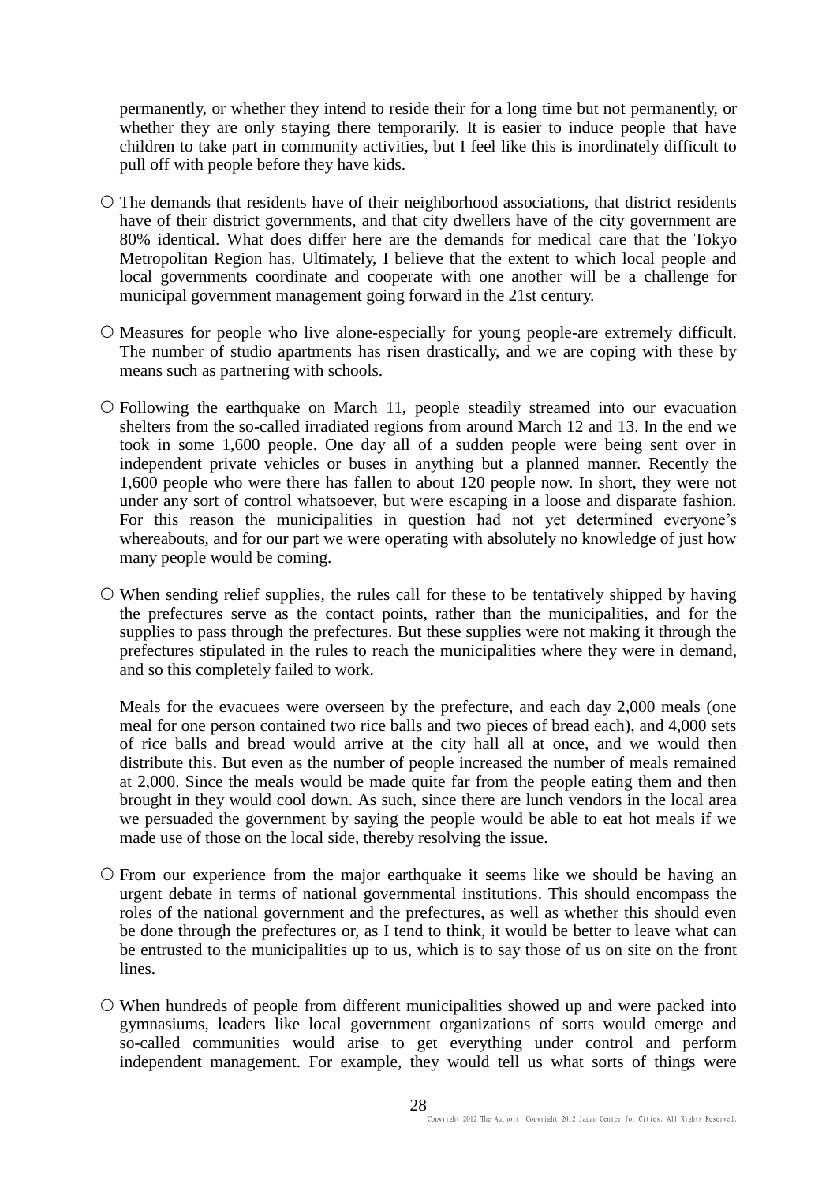permanently, or whether they intend to reside their for a long time but not permanently, or whether they are only staying there temporarily. It is easier to induce people that have children to take part in community activities, but I feel like this is inordinately difficult to pull off with people before they have kids.

○ The demands that residents have of their neighborhood associations, that district residents have of their district governments, and that city dwellers have of the city government are 80% identical. What does differ here are the demands for medical care that the Tokyo Metropolitan Region has. Ultimately, I believe that the extent to which local people and local governments coordinate and cooperate with one another will be a challenge for municipal government management going forward in the 21st century.

○ Measures for people who live alone-especially for young people-are extremely difficult. The number of studio apartments has risen drastically, and we are coping with these by means such as partnering with schools.

○ Following the earthquake on March 11, people steadily streamed into our evacuation shelters from the so-called irradiated regions from around March 12 and 13. In the end we took in some 1,600 people. One day all of a sudden people were being sent over in independent private vehicles or buses in anything but a planned manner. Recently the 1,600 people who were there has fallen to about 120 people now. In short, they were not under any sort of control whatsoever, but were escaping in a loose and disparate fashion. For this reason the municipalities in question had not yet determined everyone's whereabouts, and for our part we were operating with absolutely no knowledge of just how many people would be coming.

○ When sending relief supplies, the rules call for these to be tentatively shipped by having the prefectures serve as the contact points, rather than the municipalities, and for the supplies to pass through the prefectures. But these supplies were not making it through the prefectures stipulated in the rules to reach the municipalities where they were in demand, and so this completely failed to work.

Meals for the evacuees were overseen by the prefecture, and each day 2,000 meals (one meal for one person contained two rice balls and two pieces of bread each), and 4,000 sets of rice balls and bread would arrive at the city hall all at once, and we would then distribute this. But even as the number of people increased the number of meals remained at 2,000. Since the meals would be made quite far from the people eating them and then brought in they would cool down. As such, since there are lunch vendors in the local area we persuaded the government by saying the people would be able to eat hot meals if we made use of those on the local side, thereby resolving the issue.

○ From our experience from the major earthquake it seems like we should be having an urgent debate in terms of national governmental institutions. This should encompass the roles of the national government and the prefectures, as well as whether this should even be done through the prefectures or, as I tend to think, it would be better to leave what can be entrusted to the municipalities up to us, which is to say those of us on site on the front lines.

○ When hundreds of people from different municipalities showed up and were packed into gymnasiums, leaders like local government organizations of sorts would emerge and so-called communities would arise to get everything under control and perform independent management. For example, they would tell us what sorts of things were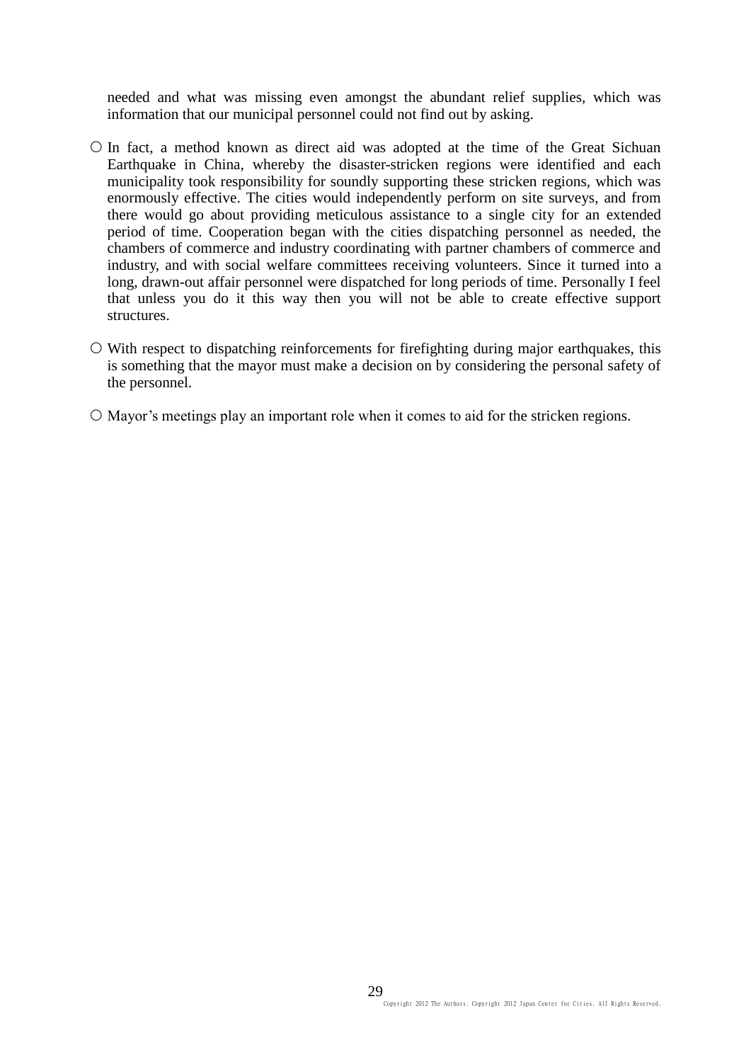needed and what was missing even amongst the abundant relief supplies, which was information that our municipal personnel could not find out by asking.

○ In fact, a method known as direct aid was adopted at the time of the Great Sichuan Earthquake in China, whereby the disaster-stricken regions were identified and each municipality took responsibility for soundly supporting these stricken regions, which was enormously effective. The cities would independently perform on site surveys, and from there would go about providing meticulous assistance to a single city for an extended period of time. Cooperation began with the cities dispatching personnel as needed, the chambers of commerce and industry coordinating with partner chambers of commerce and industry, and with social welfare committees receiving volunteers. Since it turned into a long, drawn-out affair personnel were dispatched for long periods of time. Personally I feel that unless you do it this way then you will not be able to create effective support structures.

○ With respect to dispatching reinforcements for firefighting during major earthquakes, this is something that the mayor must make a decision on by considering the personal safety of the personnel.

○ Mayor's meetings play an important role when it comes to aid for the stricken regions.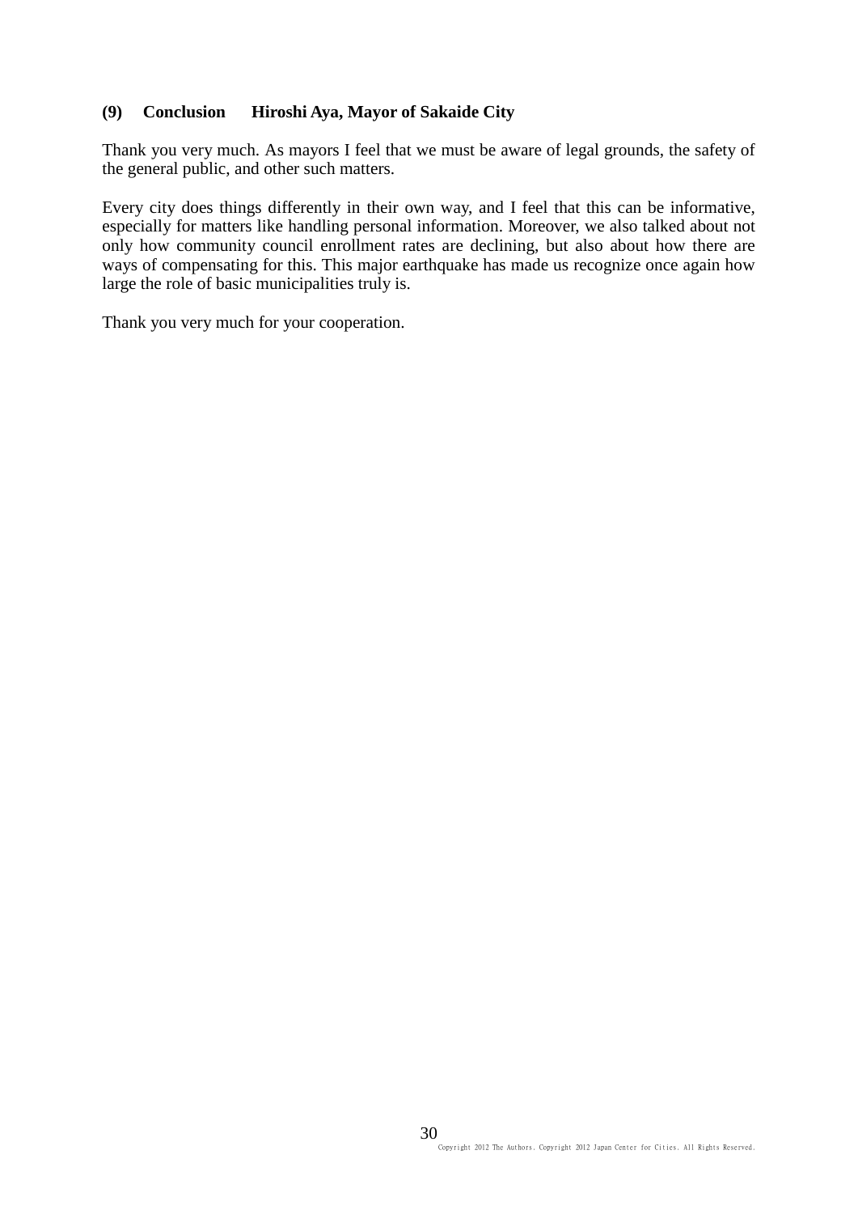### (9) Conclusion Hiroshi Aya, Mayor of Sakaide City

Thank you very much. As mayors I feel that we must be aware of legal grounds, the safety of the general public, and other such matters.

Every city does things differently in their own way, and I feel that this can be informative, especially for matters like handling personal information. Moreover, we also talked about not only how community council enrollment rates are declining, but also about how there are ways of compensating for this. This major earthquake has made us recognize once again how large the role of basic municipalities truly is.

Thank you very much for your cooperation.